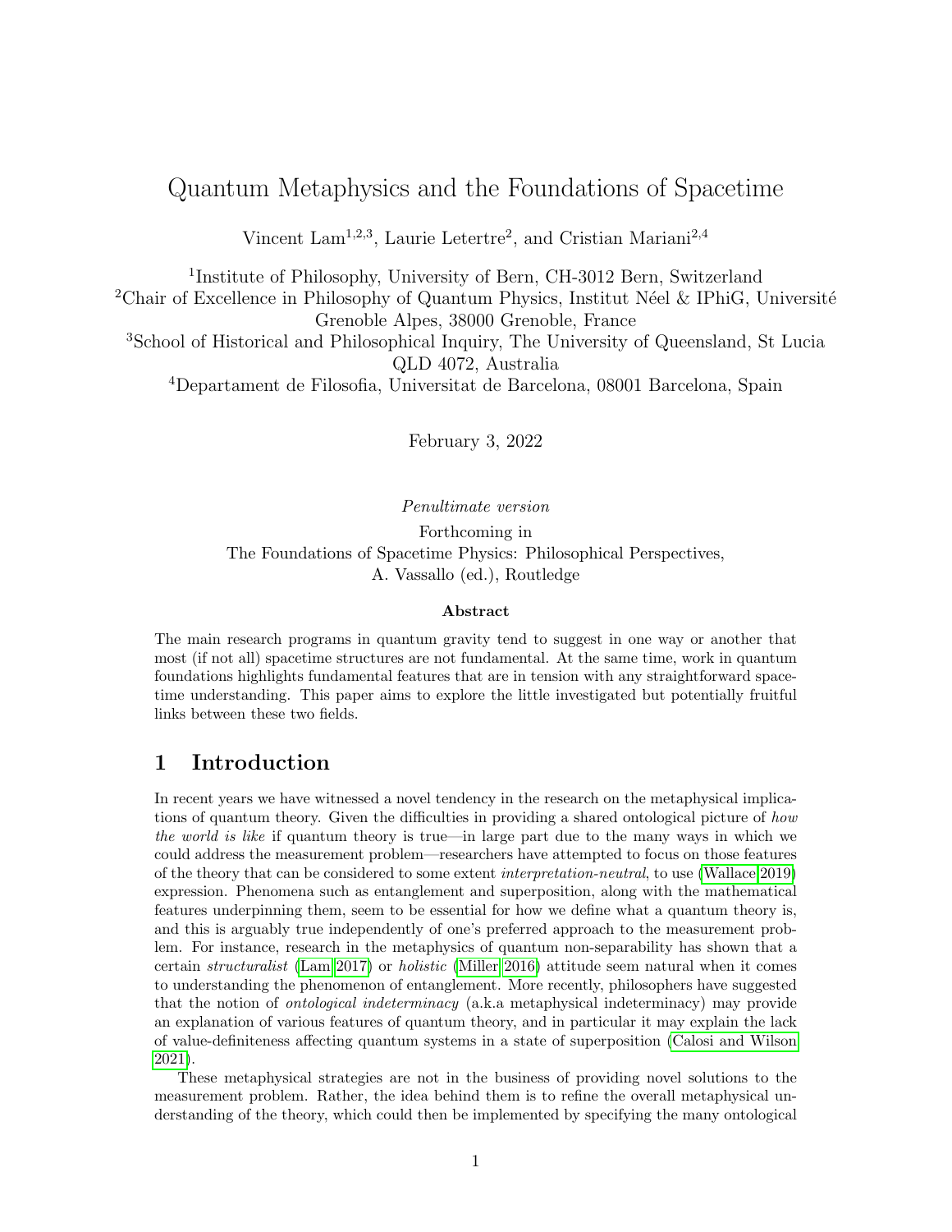# Quantum Metaphysics and the Foundations of Spacetime

Vincent Lam[1,2,3], Laurie Letertre[2], and Cristian Mariani[2,4]

[1]Institute of Philosophy, University of Bern, CH-3012 Bern, Switzerland
[2]Chair of Excellence in Philosophy of Quantum Physics, Institut Néel & IPhiG, Université Grenoble Alpes, 38000 Grenoble, France
[3]School of Historical and Philosophical Inquiry, The University of Queensland, St Lucia QLD 4072, Australia
[4]Departament de Filosofia, Universitat de Barcelona, 08001 Barcelona, Spain

February 3, 2022

*Penultimate version*

Forthcoming in
The Foundations of Spacetime Physics: Philosophical Perspectives,
A. Vassallo (ed.), Routledge

**Abstract**

The main research programs in quantum gravity tend to suggest in one way or another that most (if not all) spacetime structures are not fundamental. At the same time, work in quantum foundations highlights fundamental features that are in tension with any straightforward spacetime understanding. This paper aims to explore the little investigated but potentially fruitful links between these two fields.

## 1 Introduction

In recent years we have witnessed a novel tendency in the research on the metaphysical implications of quantum theory. Given the difficulties in providing a shared ontological picture of *how the world is like* if quantum theory is true—in large part due to the many ways in which we could address the measurement problem—researchers have attempted to focus on those features of the theory that can be considered to some extent *interpretation-neutral*, to use (Wallace 2019) expression. Phenomena such as entanglement and superposition, along with the mathematical features underpinning them, seem to be essential for how we define what a quantum theory is, and this is arguably true independently of one's preferred approach to the measurement problem. For instance, research in the metaphysics of quantum non-separability has shown that a certain *structuralist* (Lam 2017) or *holistic* (Miller 2016) attitude seem natural when it comes to understanding the phenomenon of entanglement. More recently, philosophers have suggested that the notion of *ontological indeterminacy* (a.k.a metaphysical indeterminacy) may provide an explanation of various features of quantum theory, and in particular it may explain the lack of value-definiteness affecting quantum systems in a state of superposition (Calosi and Wilson 2021).

These metaphysical strategies are not in the business of providing novel solutions to the measurement problem. Rather, the idea behind them is to refine the overall metaphysical understanding of the theory, which could then be implemented by specifying the many ontological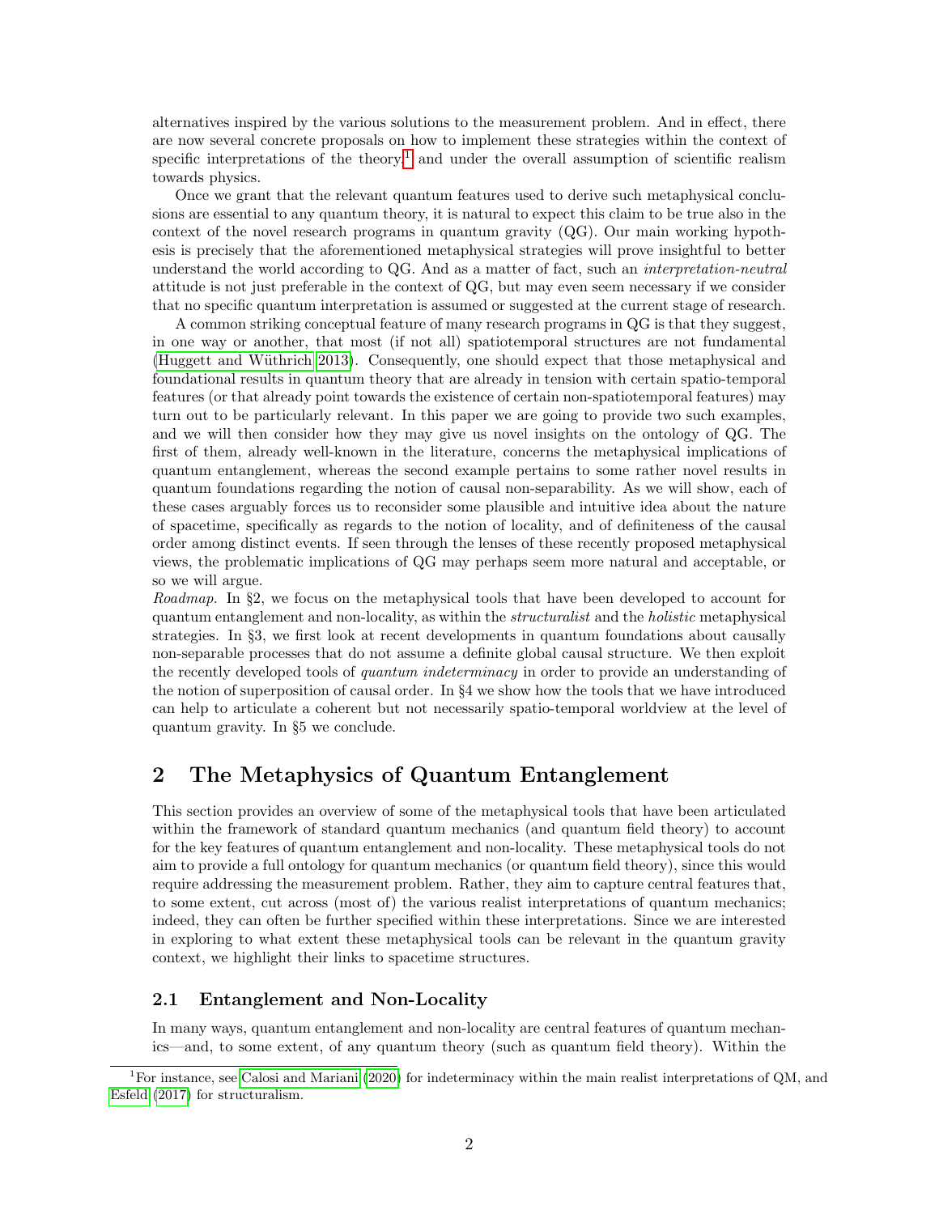alternatives inspired by the various solutions to the measurement problem. And in effect, there are now several concrete proposals on how to implement these strategies within the context of specific interpretations of the theory,[1] and under the overall assumption of scientific realism towards physics.

Once we grant that the relevant quantum features used to derive such metaphysical conclusions are essential to any quantum theory, it is natural to expect this claim to be true also in the context of the novel research programs in quantum gravity (QG). Our main working hypothesis is precisely that the aforementioned metaphysical strategies will prove insightful to better understand the world according to QG. And as a matter of fact, such an *interpretation-neutral* attitude is not just preferable in the context of QG, but may even seem necessary if we consider that no specific quantum interpretation is assumed or suggested at the current stage of research.

A common striking conceptual feature of many research programs in QG is that they suggest, in one way or another, that most (if not all) spatiotemporal structures are not fundamental (Huggett and Wüthrich 2013). Consequently, one should expect that those metaphysical and foundational results in quantum theory that are already in tension with certain spatio-temporal features (or that already point towards the existence of certain non-spatiotemporal features) may turn out to be particularly relevant. In this paper we are going to provide two such examples, and we will then consider how they may give us novel insights on the ontology of QG. The first of them, already well-known in the literature, concerns the metaphysical implications of quantum entanglement, whereas the second example pertains to some rather novel results in quantum foundations regarding the notion of causal non-separability. As we will show, each of these cases arguably forces us to reconsider some plausible and intuitive idea about the nature of spacetime, specifically as regards to the notion of locality, and of definiteness of the causal order among distinct events. If seen through the lenses of these recently proposed metaphysical views, the problematic implications of QG may perhaps seem more natural and acceptable, or so we will argue.

*Roadmap*. In §2, we focus on the metaphysical tools that have been developed to account for quantum entanglement and non-locality, as within the *structuralist* and the *holistic* metaphysical strategies. In §3, we first look at recent developments in quantum foundations about causally non-separable processes that do not assume a definite global causal structure. We then exploit the recently developed tools of *quantum indeterminacy* in order to provide an understanding of the notion of superposition of causal order. In §4 we show how the tools that we have introduced can help to articulate a coherent but not necessarily spatio-temporal worldview at the level of quantum gravity. In §5 we conclude.

## 2 The Metaphysics of Quantum Entanglement

This section provides an overview of some of the metaphysical tools that have been articulated within the framework of standard quantum mechanics (and quantum field theory) to account for the key features of quantum entanglement and non-locality. These metaphysical tools do not aim to provide a full ontology for quantum mechanics (or quantum field theory), since this would require addressing the measurement problem. Rather, they aim to capture central features that, to some extent, cut across (most of) the various realist interpretations of quantum mechanics; indeed, they can often be further specified within these interpretations. Since we are interested in exploring to what extent these metaphysical tools can be relevant in the quantum gravity context, we highlight their links to spacetime structures.

### 2.1 Entanglement and Non-Locality

In many ways, quantum entanglement and non-locality are central features of quantum mechanics—and, to some extent, of any quantum theory (such as quantum field theory). Within the

[1] For instance, see Calosi and Mariani (2020) for indeterminacy within the main realist interpretations of QM, and Esfeld (2017) for structuralism.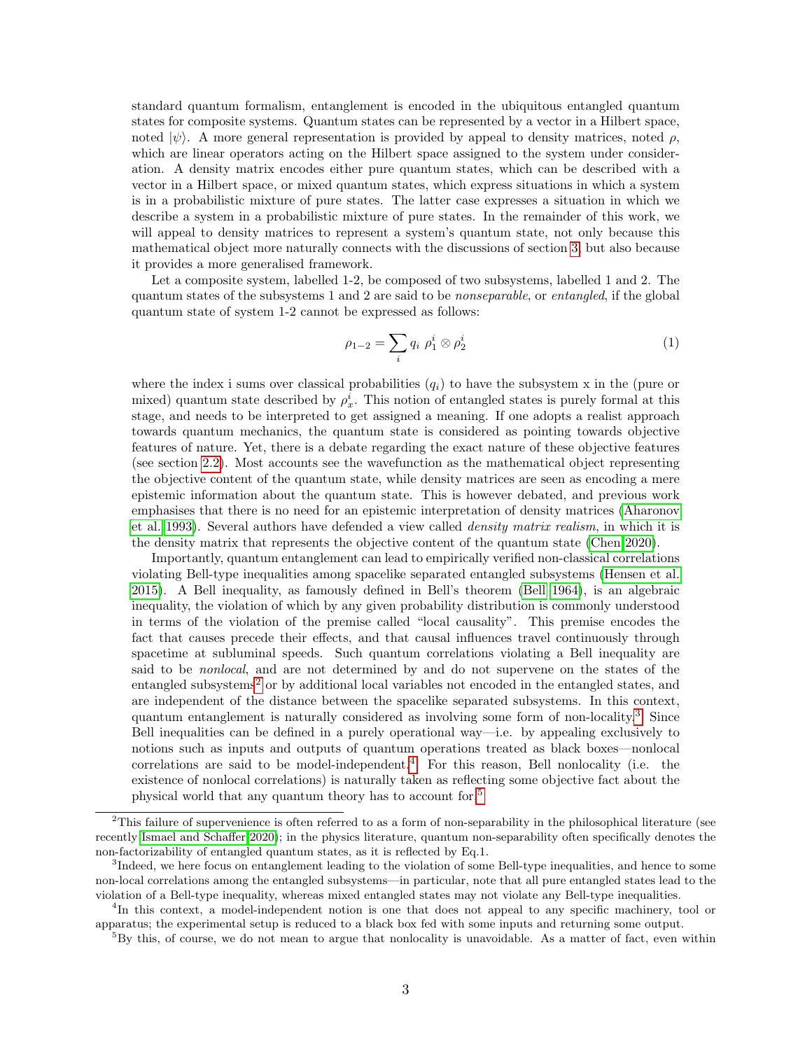standard quantum formalism, entanglement is encoded in the ubiquitous entangled quantum states for composite systems. Quantum states can be represented by a vector in a Hilbert space, noted $|\psi\rangle$. A more general representation is provided by appeal to density matrices, noted $\rho$, which are linear operators acting on the Hilbert space assigned to the system under consideration. A density matrix encodes either pure quantum states, which can be described with a vector in a Hilbert space, or mixed quantum states, which express situations in which a system is in a probabilistic mixture of pure states. The latter case expresses a situation in which we describe a system in a probabilistic mixture of pure states. In the remainder of this work, we will appeal to density matrices to represent a system's quantum state, not only because this mathematical object more naturally connects with the discussions of section 3, but also because it provides a more generalised framework.

Let a composite system, labelled 1-2, be composed of two subsystems, labelled 1 and 2. The quantum states of the subsystems 1 and 2 are said to be *nonseparable*, or *entangled*, if the global quantum state of system 1-2 cannot be expressed as follows:

$$\rho_{1-2} = \sum_i q_i \; \rho_1^i \otimes \rho_2^i \tag{1}$$

where the index i sums over classical probabilities ($q_i$) to have the subsystem x in the (pure or mixed) quantum state described by $\rho_x^i$. This notion of entangled states is purely formal at this stage, and needs to be interpreted to get assigned a meaning. If one adopts a realist approach towards quantum mechanics, the quantum state is considered as pointing towards objective features of nature. Yet, there is a debate regarding the exact nature of these objective features (see section 2.2). Most accounts see the wavefunction as the mathematical object representing the objective content of the quantum state, while density matrices are seen as encoding a mere epistemic information about the quantum state. This is however debated, and previous work emphasises that there is no need for an epistemic interpretation of density matrices (Aharonov et al. 1993). Several authors have defended a view called *density matrix realism*, in which it is the density matrix that represents the objective content of the quantum state (Chen 2020).

Importantly, quantum entanglement can lead to empirically verified non-classical correlations violating Bell-type inequalities among spacelike separated entangled subsystems (Hensen et al. 2015). A Bell inequality, as famously defined in Bell's theorem (Bell 1964), is an algebraic inequality, the violation of which by any given probability distribution is commonly understood in terms of the violation of the premise called "local causality". This premise encodes the fact that causes precede their effects, and that causal influences travel continuously through spacetime at subluminal speeds. Such quantum correlations violating a Bell inequality are said to be *nonlocal*, and are not determined by and do not supervene on the states of the entangled subsystems[2] or by additional local variables not encoded in the entangled states, and are independent of the distance between the spacelike separated subsystems. In this context, quantum entanglement is naturally considered as involving some form of non-locality.[3] Since Bell inequalities can be defined in a purely operational way—i.e. by appealing exclusively to notions such as inputs and outputs of quantum operations treated as black boxes—nonlocal correlations are said to be model-independent.[4] For this reason, Bell nonlocality (i.e. the existence of nonlocal correlations) is naturally taken as reflecting some objective fact about the physical world that any quantum theory has to account for.[5]

[2] This failure of supervenience is often referred to as a form of non-separability in the philosophical literature (see recently Ismael and Schaffer 2020); in the physics literature, quantum non-separability often specifically denotes the non-factorizability of entangled quantum states, as it is reflected by Eq.1.

[3] Indeed, we here focus on entanglement leading to the violation of some Bell-type inequalities, and hence to some non-local correlations among the entangled subsystems—in particular, note that all pure entangled states lead to the violation of a Bell-type inequality, whereas mixed entangled states may not violate any Bell-type inequalities.

[4] In this context, a model-independent notion is one that does not appeal to any specific machinery, tool or apparatus; the experimental setup is reduced to a black box fed with some inputs and returning some output.

[5] By this, of course, we do not mean to argue that nonlocality is unavoidable. As a matter of fact, even within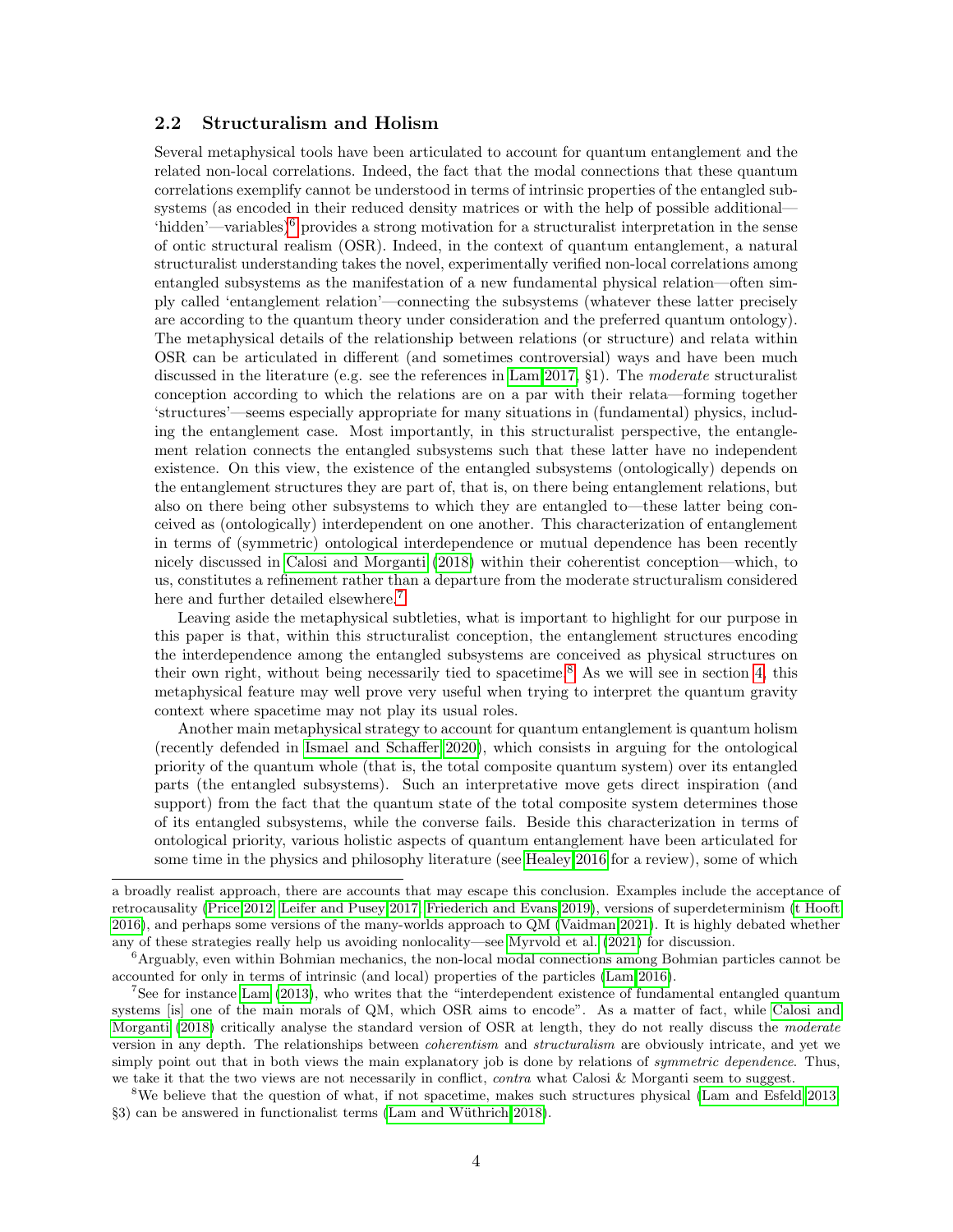### 2.2 Structuralism and Holism

Several metaphysical tools have been articulated to account for quantum entanglement and the related non-local correlations. Indeed, the fact that the modal connections that these quantum correlations exemplify cannot be understood in terms of intrinsic properties of the entangled subsystems (as encoded in their reduced density matrices or with the help of possible additional—'hidden'—variables)[6] provides a strong motivation for a structuralist interpretation in the sense of ontic structural realism (OSR). Indeed, in the context of quantum entanglement, a natural structuralist understanding takes the novel, experimentally verified non-local correlations among entangled subsystems as the manifestation of a new fundamental physical relation—often simply called 'entanglement relation'—connecting the subsystems (whatever these latter precisely are according to the quantum theory under consideration and the preferred quantum ontology). The metaphysical details of the relationship between relations (or structure) and relata within OSR can be articulated in different (and sometimes controversial) ways and have been much discussed in the literature (e.g. see the references in Lam 2017, §1). The *moderate* structuralist conception according to which the relations are on a par with their relata—forming together 'structures'—seems especially appropriate for many situations in (fundamental) physics, including the entanglement case. Most importantly, in this structuralist perspective, the entanglement relation connects the entangled subsystems such that these latter have no independent existence. On this view, the existence of the entangled subsystems (ontologically) depends on the entanglement structures they are part of, that is, on there being entanglement relations, but also on there being other subsystems to which they are entangled to—these latter being conceived as (ontologically) interdependent on one another. This characterization of entanglement in terms of (symmetric) ontological interdependence or mutual dependence has been recently nicely discussed in Calosi and Morganti (2018) within their coherentist conception—which, to us, constitutes a refinement rather than a departure from the moderate structuralism considered here and further detailed elsewhere.[7]

Leaving aside the metaphysical subtleties, what is important to highlight for our purpose in this paper is that, within this structuralist conception, the entanglement structures encoding the interdependence among the entangled subsystems are conceived as physical structures on their own right, without being necessarily tied to spacetime.[8] As we will see in section 4, this metaphysical feature may well prove very useful when trying to interpret the quantum gravity context where spacetime may not play its usual roles.

Another main metaphysical strategy to account for quantum entanglement is quantum holism (recently defended in Ismael and Schaffer 2020), which consists in arguing for the ontological priority of the quantum whole (that is, the total composite quantum system) over its entangled parts (the entangled subsystems). Such an interpretative move gets direct inspiration (and support) from the fact that the quantum state of the total composite system determines those of its entangled subsystems, while the converse fails. Beside this characterization in terms of ontological priority, various holistic aspects of quantum entanglement have been articulated for some time in the physics and philosophy literature (see Healey 2016 for a review), some of which

---

a broadly realist approach, there are accounts that may escape this conclusion. Examples include the acceptance of retrocausality (Price 2012; Leifer and Pusey 2017; Friederich and Evans 2019), versions of superdeterminism ('t Hooft 2016), and perhaps some versions of the many-worlds approach to QM (Vaidman 2021). It is highly debated whether any of these strategies really help us avoiding nonlocality—see Myrvold et al. (2021) for discussion.

[6] Arguably, even within Bohmian mechanics, the non-local modal connections among Bohmian particles cannot be accounted for only in terms of intrinsic (and local) properties of the particles (Lam 2016).

[7] See for instance Lam (2013), who writes that the "interdependent existence of fundamental entangled quantum systems [is] one of the main morals of QM, which OSR aims to encode". As a matter of fact, while Calosi and Morganti (2018) critically analyse the standard version of OSR at length, they do not really discuss the *moderate* version in any depth. The relationships between *coherentism* and *structuralism* are obviously intricate, and yet we simply point out that in both views the main explanatory job is done by relations of *symmetric dependence*. Thus, we take it that the two views are not necessarily in conflict, *contra* what Calosi & Morganti seem to suggest.

[8] We believe that the question of what, if not spacetime, makes such structures physical (Lam and Esfeld 2013, §3) can be answered in functionalist terms (Lam and Wüthrich 2018).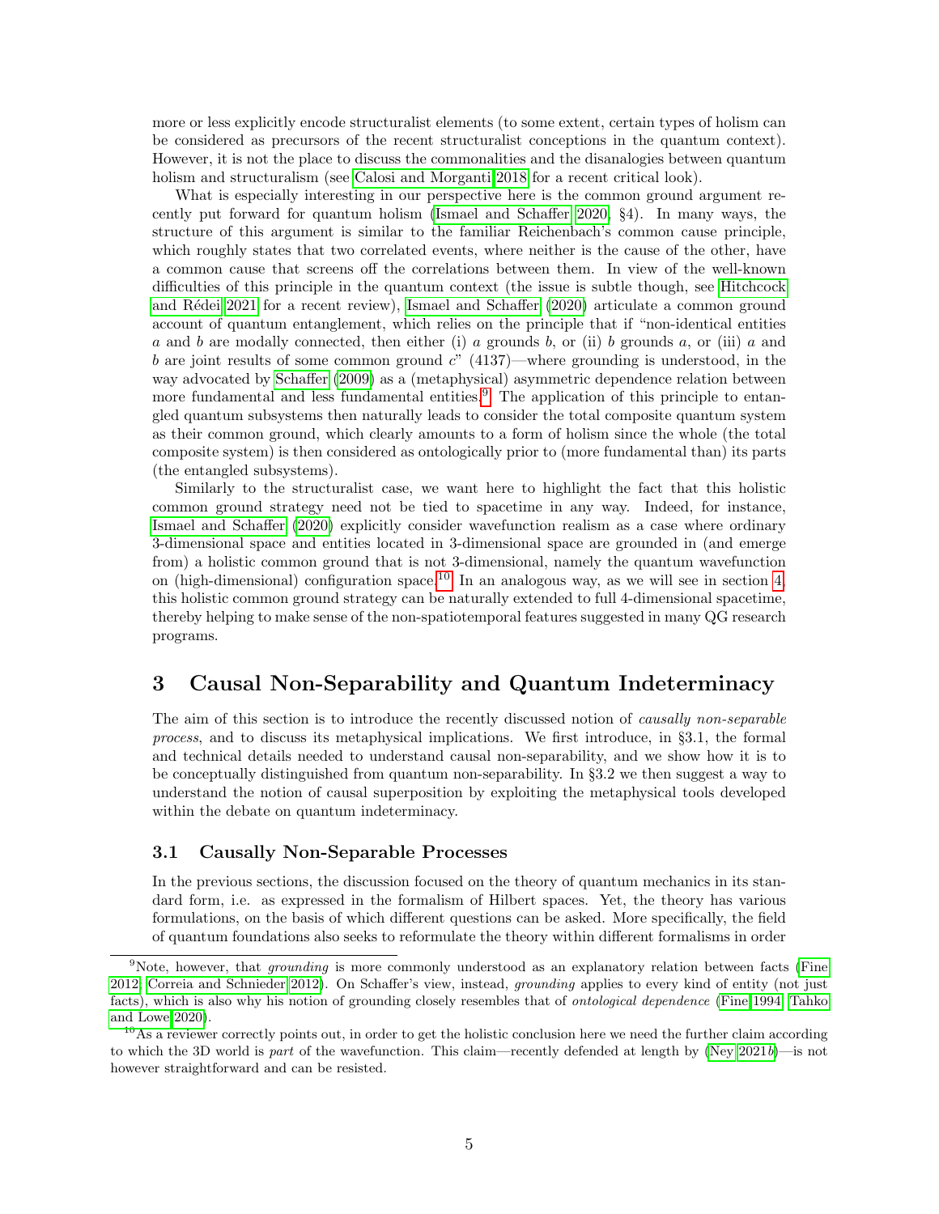more or less explicitly encode structuralist elements (to some extent, certain types of holism can be considered as precursors of the recent structuralist conceptions in the quantum context). However, it is not the place to discuss the commonalities and the disanalogies between quantum holism and structuralism (see Calosi and Morganti 2018 for a recent critical look).

What is especially interesting in our perspective here is the common ground argument recently put forward for quantum holism (Ismael and Schaffer 2020, §4). In many ways, the structure of this argument is similar to the familiar Reichenbach's common cause principle, which roughly states that two correlated events, where neither is the cause of the other, have a common cause that screens off the correlations between them. In view of the well-known difficulties of this principle in the quantum context (the issue is subtle though, see Hitchcock and Rédei 2021 for a recent review), Ismael and Schaffer (2020) articulate a common ground account of quantum entanglement, which relies on the principle that if "non-identical entities $a$ and $b$ are modally connected, then either (i) $a$ grounds $b$, or (ii) $b$ grounds $a$, or (iii) $a$ and $b$ are joint results of some common ground $c$" (4137)—where grounding is understood, in the way advocated by Schaffer (2009) as a (metaphysical) asymmetric dependence relation between more fundamental and less fundamental entities.[9] The application of this principle to entangled quantum subsystems then naturally leads to consider the total composite quantum system as their common ground, which clearly amounts to a form of holism since the whole (the total composite system) is then considered as ontologically prior to (more fundamental than) its parts (the entangled subsystems).

Similarly to the structuralist case, we want here to highlight the fact that this holistic common ground strategy need not be tied to spacetime in any way. Indeed, for instance, Ismael and Schaffer (2020) explicitly consider wavefunction realism as a case where ordinary 3-dimensional space and entities located in 3-dimensional space are grounded in (and emerge from) a holistic common ground that is not 3-dimensional, namely the quantum wavefunction on (high-dimensional) configuration space.[10] In an analogous way, as we will see in section 4, this holistic common ground strategy can be naturally extended to full 4-dimensional spacetime, thereby helping to make sense of the non-spatiotemporal features suggested in many QG research programs.

# 3 Causal Non-Separability and Quantum Indeterminacy

The aim of this section is to introduce the recently discussed notion of *causally non-separable process*, and to discuss its metaphysical implications. We first introduce, in §3.1, the formal and technical details needed to understand causal non-separability, and we show how it is to be conceptually distinguished from quantum non-separability. In §3.2 we then suggest a way to understand the notion of causal superposition by exploiting the metaphysical tools developed within the debate on quantum indeterminacy.

## 3.1 Causally Non-Separable Processes

In the previous sections, the discussion focused on the theory of quantum mechanics in its standard form, i.e. as expressed in the formalism of Hilbert spaces. Yet, the theory has various formulations, on the basis of which different questions can be asked. More specifically, the field of quantum foundations also seeks to reformulate the theory within different formalisms in order

---

[9] Note, however, that *grounding* is more commonly understood as an explanatory relation between facts (Fine 2012; Correia and Schnieder 2012). On Schaffer's view, instead, *grounding* applies to every kind of entity (not just facts), which is also why his notion of grounding closely resembles that of *ontological dependence* (Fine 1994; Tahko and Lowe 2020).

[10] As a reviewer correctly points out, in order to get the holistic conclusion here we need the further claim according to which the 3D world is *part* of the wavefunction. This claim—recently defended at length by (Ney 2021*b*)—is not however straightforward and can be resisted.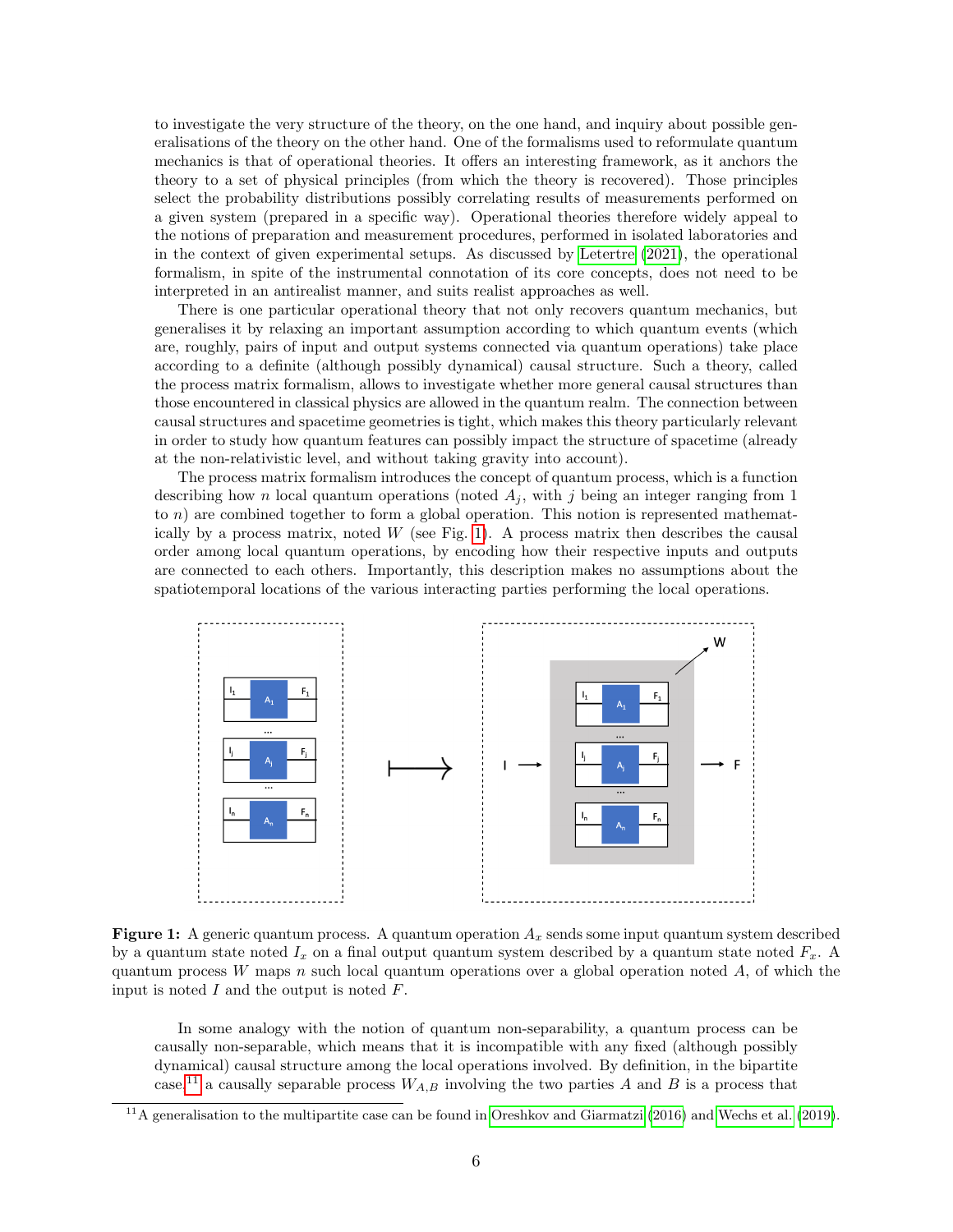to investigate the very structure of the theory, on the one hand, and inquiry about possible generalisations of the theory on the other hand. One of the formalisms used to reformulate quantum mechanics is that of operational theories. It offers an interesting framework, as it anchors the theory to a set of physical principles (from which the theory is recovered). Those principles select the probability distributions possibly correlating results of measurements performed on a given system (prepared in a specific way). Operational theories therefore widely appeal to the notions of preparation and measurement procedures, performed in isolated laboratories and in the context of given experimental setups. As discussed by Letertre (2021), the operational formalism, in spite of the instrumental connotation of its core concepts, does not need to be interpreted in an antirealist manner, and suits realist approaches as well.

There is one particular operational theory that not only recovers quantum mechanics, but generalises it by relaxing an important assumption according to which quantum events (which are, roughly, pairs of input and output systems connected via quantum operations) take place according to a definite (although possibly dynamical) causal structure. Such a theory, called the process matrix formalism, allows to investigate whether more general causal structures than those encountered in classical physics are allowed in the quantum realm. The connection between causal structures and spacetime geometries is tight, which makes this theory particularly relevant in order to study how quantum features can possibly impact the structure of spacetime (already at the non-relativistic level, and without taking gravity into account).

The process matrix formalism introduces the concept of quantum process, which is a function describing how $n$ local quantum operations (noted $A_j$, with $j$ being an integer ranging from 1 to $n$) are combined together to form a global operation. This notion is represented mathematically by a process matrix, noted $W$ (see Fig. 1). A process matrix then describes the causal order among local quantum operations, by encoding how their respective inputs and outputs are connected to each others. Importantly, this description makes no assumptions about the spatiotemporal locations of the various interacting parties performing the local operations.

**Figure 1:** A generic quantum process. A quantum operation $A_x$ sends some input quantum system described by a quantum state noted $I_x$ on a final output quantum system described by a quantum state noted $F_x$. A quantum process $W$ maps $n$ such local quantum operations over a global operation noted $A$, of which the input is noted $I$ and the output is noted $F$.

In some analogy with the notion of quantum non-separability, a quantum process can be causally non-separable, which means that it is incompatible with any fixed (although possibly dynamical) causal structure among the local operations involved. By definition, in the bipartite case,[11] a causally separable process $W_{A,B}$ involving the two parties $A$ and $B$ is a process that

[11] A generalisation to the multipartite case can be found in Oreshkov and Giarmatzi (2016) and Wechs et al. (2019).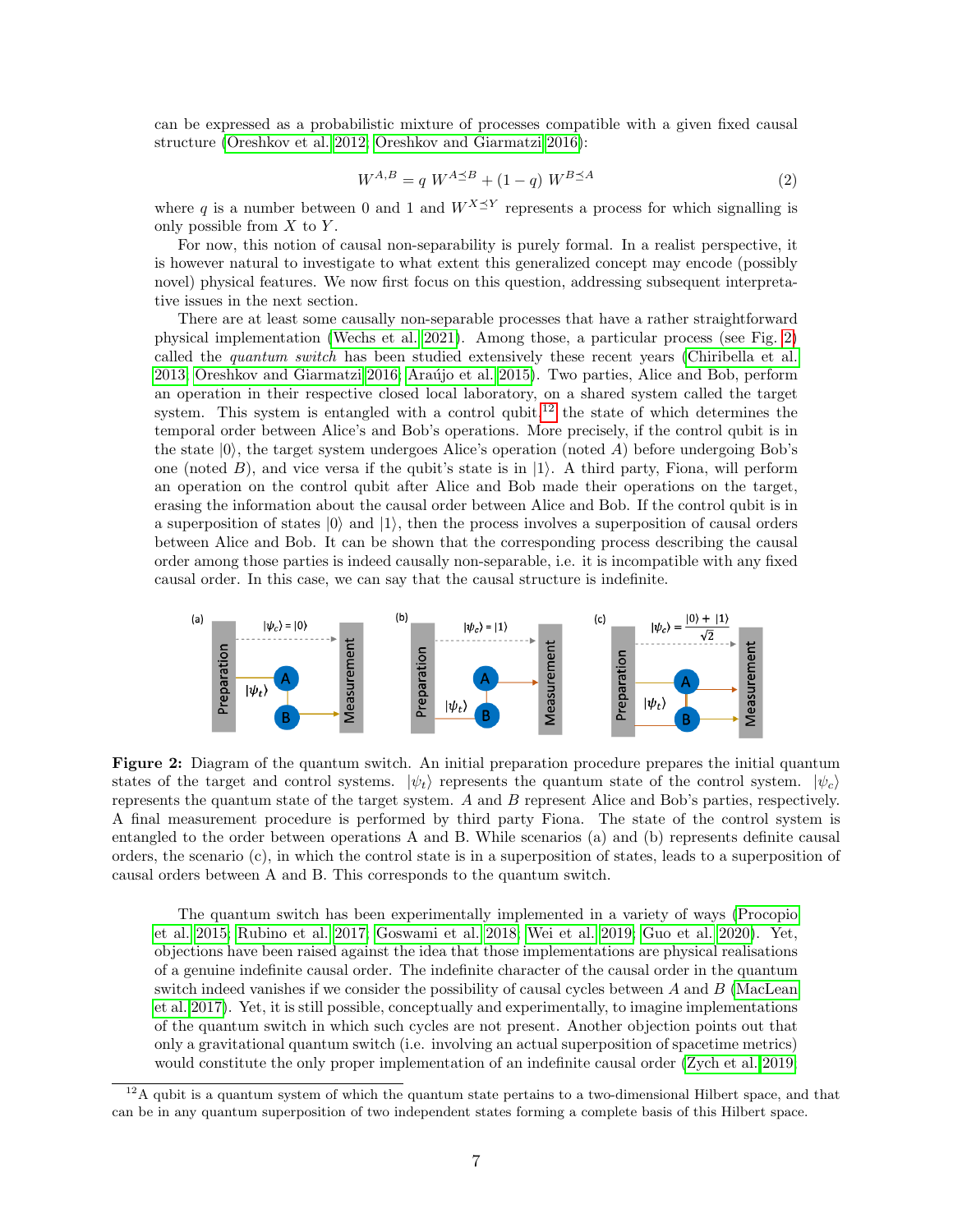can be expressed as a probabilistic mixture of processes compatible with a given fixed causal structure (Oreshkov et al. 2012; Oreshkov and Giarmatzi 2016):

$$W^{A,B} = q\ W^{A \preceq B} + (1-q)\ W^{B \preceq A} \tag{2}$$

where $q$ is a number between 0 and 1 and $W^{X \preceq Y}$ represents a process for which signalling is only possible from $X$ to $Y$.

For now, this notion of causal non-separability is purely formal. In a realist perspective, it is however natural to investigate to what extent this generalized concept may encode (possibly novel) physical features. We now first focus on this question, addressing subsequent interpretative issues in the next section.

There are at least some causally non-separable processes that have a rather straightforward physical implementation (Wechs et al. 2021). Among those, a particular process (see Fig. 2) called the *quantum switch* has been studied extensively these recent years (Chiribella et al. 2013; Oreshkov and Giarmatzi 2016; Araújo et al. 2015). Two parties, Alice and Bob, perform an operation in their respective closed local laboratory, on a shared system called the target system. This system is entangled with a control qubit,[12] the state of which determines the temporal order between Alice's and Bob's operations. More precisely, if the control qubit is in the state $|0\rangle$, the target system undergoes Alice's operation (noted $A$) before undergoing Bob's one (noted $B$), and vice versa if the qubit's state is in $|1\rangle$. A third party, Fiona, will perform an operation on the control qubit after Alice and Bob made their operations on the target, erasing the information about the causal order between Alice and Bob. If the control qubit is in a superposition of states $|0\rangle$ and $|1\rangle$, then the process involves a superposition of causal orders between Alice and Bob. It can be shown that the corresponding process describing the causal order among those parties is indeed causally non-separable, i.e. it is incompatible with any fixed causal order. In this case, we can say that the causal structure is indefinite.

**Figure 2:** Diagram of the quantum switch. An initial preparation procedure prepares the initial quantum states of the target and control systems. $|\psi_t\rangle$ represents the quantum state of the control system. $|\psi_c\rangle$ represents the quantum state of the target system. $A$ and $B$ represent Alice and Bob's parties, respectively. A final measurement procedure is performed by third party Fiona. The state of the control system is entangled to the order between operations A and B. While scenarios (a) and (b) represents definite causal orders, the scenario (c), in which the control state is in a superposition of states, leads to a superposition of causal orders between A and B. This corresponds to the quantum switch.

The quantum switch has been experimentally implemented in a variety of ways (Procopio et al. 2015; Rubino et al. 2017; Goswami et al. 2018; Wei et al. 2019; Guo et al. 2020). Yet, objections have been raised against the idea that those implementations are physical realisations of a genuine indefinite causal order. The indefinite character of the causal order in the quantum switch indeed vanishes if we consider the possibility of causal cycles between $A$ and $B$ (MacLean et al. 2017). Yet, it is still possible, conceptually and experimentally, to imagine implementations of the quantum switch in which such cycles are not present. Another objection points out that only a gravitational quantum switch (i.e. involving an actual superposition of spacetime metrics) would constitute the only proper implementation of an indefinite causal order (Zych et al. 2019;

[12] A qubit is a quantum system of which the quantum state pertains to a two-dimensional Hilbert space, and that can be in any quantum superposition of two independent states forming a complete basis of this Hilbert space.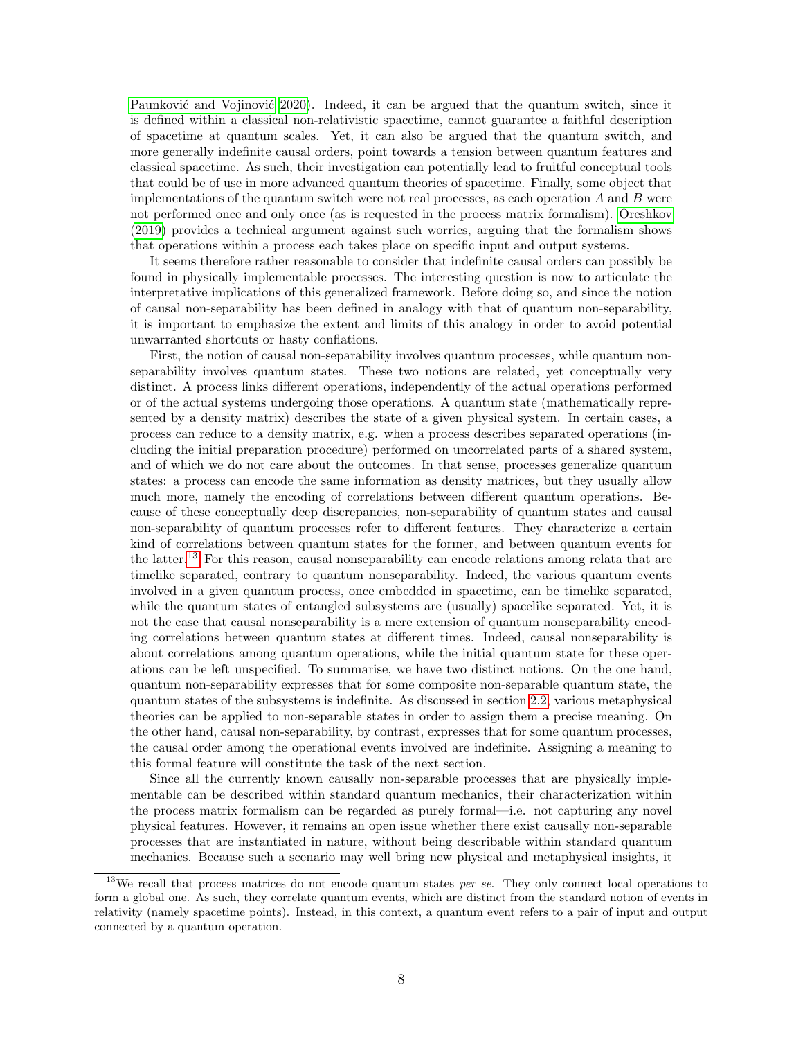Paunković and Vojinović 2020). Indeed, it can be argued that the quantum switch, since it is defined within a classical non-relativistic spacetime, cannot guarantee a faithful description of spacetime at quantum scales. Yet, it can also be argued that the quantum switch, and more generally indefinite causal orders, point towards a tension between quantum features and classical spacetime. As such, their investigation can potentially lead to fruitful conceptual tools that could be of use in more advanced quantum theories of spacetime. Finally, some object that implementations of the quantum switch were not real processes, as each operation $A$ and $B$ were not performed once and only once (as is requested in the process matrix formalism). Oreshkov (2019) provides a technical argument against such worries, arguing that the formalism shows that operations within a process each takes place on specific input and output systems.

It seems therefore rather reasonable to consider that indefinite causal orders can possibly be found in physically implementable processes. The interesting question is now to articulate the interpretative implications of this generalized framework. Before doing so, and since the notion of causal non-separability has been defined in analogy with that of quantum non-separability, it is important to emphasize the extent and limits of this analogy in order to avoid potential unwarranted shortcuts or hasty conflations.

First, the notion of causal non-separability involves quantum processes, while quantum non-separability involves quantum states. These two notions are related, yet conceptually very distinct. A process links different operations, independently of the actual operations performed or of the actual systems undergoing those operations. A quantum state (mathematically represented by a density matrix) describes the state of a given physical system. In certain cases, a process can reduce to a density matrix, e.g. when a process describes separated operations (including the initial preparation procedure) performed on uncorrelated parts of a shared system, and of which we do not care about the outcomes. In that sense, processes generalize quantum states: a process can encode the same information as density matrices, but they usually allow much more, namely the encoding of correlations between different quantum operations. Because of these conceptually deep discrepancies, non-separability of quantum states and causal non-separability of quantum processes refer to different features. They characterize a certain kind of correlations between quantum states for the former, and between quantum events for the latter.[13] For this reason, causal nonseparability can encode relations among relata that are timelike separated, contrary to quantum nonseparability. Indeed, the various quantum events involved in a given quantum process, once embedded in spacetime, can be timelike separated, while the quantum states of entangled subsystems are (usually) spacelike separated. Yet, it is not the case that causal nonseparability is a mere extension of quantum nonseparability encoding correlations between quantum states at different times. Indeed, causal nonseparability is about correlations among quantum operations, while the initial quantum state for these operations can be left unspecified. To summarise, we have two distinct notions. On the one hand, quantum non-separability expresses that for some composite non-separable quantum state, the quantum states of the subsystems is indefinite. As discussed in section 2.2, various metaphysical theories can be applied to non-separable states in order to assign them a precise meaning. On the other hand, causal non-separability, by contrast, expresses that for some quantum processes, the causal order among the operational events involved are indefinite. Assigning a meaning to this formal feature will constitute the task of the next section.

Since all the currently known causally non-separable processes that are physically implementable can be described within standard quantum mechanics, their characterization within the process matrix formalism can be regarded as purely formal—i.e. not capturing any novel physical features. However, it remains an open issue whether there exist causally non-separable processes that are instantiated in nature, without being describable within standard quantum mechanics. Because such a scenario may well bring new physical and metaphysical insights, it

[13] We recall that process matrices do not encode quantum states *per se*. They only connect local operations to form a global one. As such, they correlate quantum events, which are distinct from the standard notion of events in relativity (namely spacetime points). Instead, in this context, a quantum event refers to a pair of input and output connected by a quantum operation.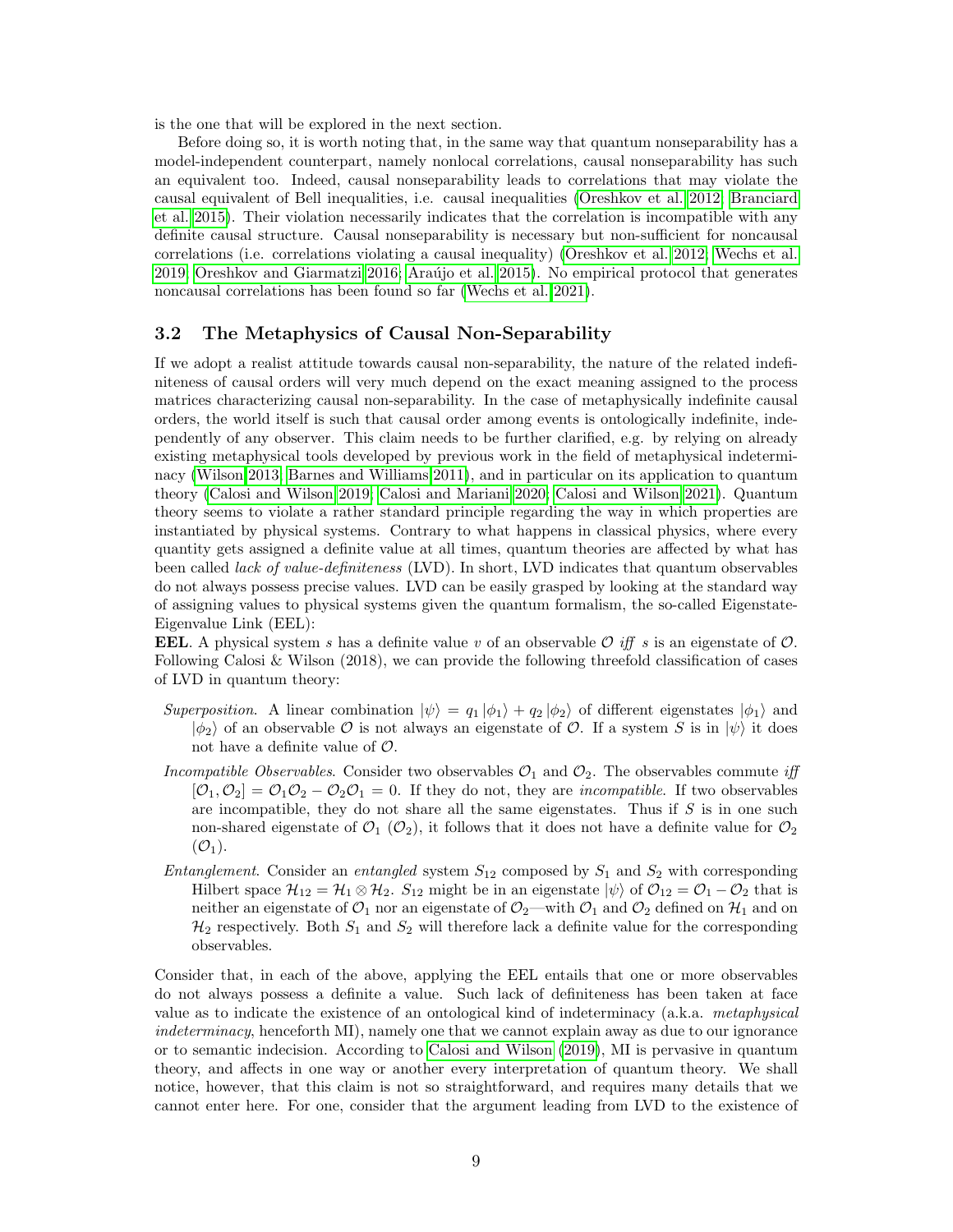is the one that will be explored in the next section.

Before doing so, it is worth noting that, in the same way that quantum nonseparability has a model-independent counterpart, namely nonlocal correlations, causal nonseparability has such an equivalent too. Indeed, causal nonseparability leads to correlations that may violate the causal equivalent of Bell inequalities, i.e. causal inequalities (Oreshkov et al. 2012, Branciard et al. 2015). Their violation necessarily indicates that the correlation is incompatible with any definite causal structure. Causal nonseparability is necessary but non-sufficient for noncausal correlations (i.e. correlations violating a causal inequality) (Oreshkov et al. 2012, Wechs et al. 2019, Oreshkov and Giarmatzi 2016, Araújo et al. 2015). No empirical protocol that generates noncausal correlations has been found so far (Wechs et al. 2021).

### 3.2 The Metaphysics of Causal Non-Separability

If we adopt a realist attitude towards causal non-separability, the nature of the related indefiniteness of causal orders will very much depend on the exact meaning assigned to the process matrices characterizing causal non-separability. In the case of metaphysically indefinite causal orders, the world itself is such that causal order among events is ontologically indefinite, independently of any observer. This claim needs to be further clarified, e.g. by relying on already existing metaphysical tools developed by previous work in the field of metaphysical indeterminacy (Wilson 2013, Barnes and Williams 2011), and in particular on its application to quantum theory (Calosi and Wilson 2019, Calosi and Mariani 2020, Calosi and Wilson 2021). Quantum theory seems to violate a rather standard principle regarding the way in which properties are instantiated by physical systems. Contrary to what happens in classical physics, where every quantity gets assigned a definite value at all times, quantum theories are affected by what has been called *lack of value-definiteness* (LVD). In short, LVD indicates that quantum observables do not always possess precise values. LVD can be easily grasped by looking at the standard way of assigning values to physical systems given the quantum formalism, the so-called Eigenstate-Eigenvalue Link (EEL):

**EEL**. A physical system $s$ has a definite value $v$ of an observable $\mathcal{O}$ *iff* $s$ is an eigenstate of $\mathcal{O}$.

Following Calosi & Wilson (2018), we can provide the following threefold classification of cases of LVD in quantum theory:

- *Superposition*. A linear combination $|\psi\rangle = q_1 |\phi_1\rangle + q_2 |\phi_2\rangle$ of different eigenstates $|\phi_1\rangle$ and $|\phi_2\rangle$ of an observable $\mathcal{O}$ is not always an eigenstate of $\mathcal{O}$. If a system $S$ is in $|\psi\rangle$ it does not have a definite value of $\mathcal{O}$.
- *Incompatible Observables*. Consider two observables $\mathcal{O}_1$ and $\mathcal{O}_2$. The observables commute *iff* $[\mathcal{O}_1, \mathcal{O}_2] = \mathcal{O}_1\mathcal{O}_2 - \mathcal{O}_2\mathcal{O}_1 = 0$. If they do not, they are *incompatible*. If two observables are incompatible, they do not share all the same eigenstates. Thus if $S$ is in one such non-shared eigenstate of $\mathcal{O}_1$ ($\mathcal{O}_2$), it follows that it does not have a definite value for $\mathcal{O}_2$ ($\mathcal{O}_1$).
- *Entanglement*. Consider an *entangled* system $S_{12}$ composed by $S_1$ and $S_2$ with corresponding Hilbert space $\mathcal{H}_{12} = \mathcal{H}_1 \otimes \mathcal{H}_2$. $S_{12}$ might be in an eigenstate $|\psi\rangle$ of $\mathcal{O}_{12} = \mathcal{O}_1 - \mathcal{O}_2$ that is neither an eigenstate of $\mathcal{O}_1$ nor an eigenstate of $\mathcal{O}_2$—with $\mathcal{O}_1$ and $\mathcal{O}_2$ defined on $\mathcal{H}_1$ and on $\mathcal{H}_2$ respectively. Both $S_1$ and $S_2$ will therefore lack a definite value for the corresponding observables.

Consider that, in each of the above, applying the EEL entails that one or more observables do not always possess a definite a value. Such lack of definiteness has been taken at face value as to indicate the existence of an ontological kind of indeterminacy (a.k.a. *metaphysical indeterminacy*, henceforth MI), namely one that we cannot explain away as due to our ignorance or to semantic indecision. According to Calosi and Wilson (2019), MI is pervasive in quantum theory, and affects in one way or another every interpretation of quantum theory. We shall notice, however, that this claim is not so straightforward, and requires many details that we cannot enter here. For one, consider that the argument leading from LVD to the existence of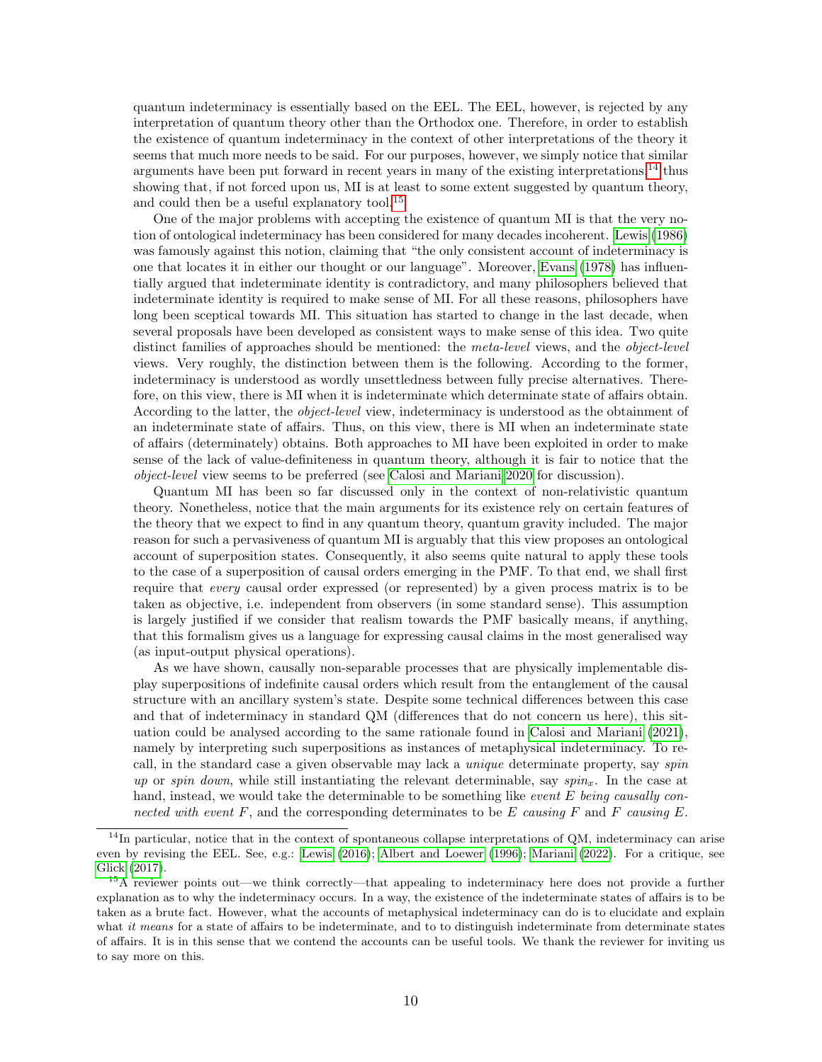quantum indeterminacy is essentially based on the EEL. The EEL, however, is rejected by any interpretation of quantum theory other than the Orthodox one. Therefore, in order to establish the existence of quantum indeterminacy in the context of other interpretations of the theory it seems that much more needs to be said. For our purposes, however, we simply notice that similar arguments have been put forward in recent years in many of the existing interpretations,[14] thus showing that, if not forced upon us, MI is at least to some extent suggested by quantum theory, and could then be a useful explanatory tool.[15]

One of the major problems with accepting the existence of quantum MI is that the very notion of ontological indeterminacy has been considered for many decades incoherent. Lewis (1986) was famously against this notion, claiming that "the only consistent account of indeterminacy is one that locates it in either our thought or our language". Moreover, Evans (1978) has influentially argued that indeterminate identity is contradictory, and many philosophers believed that indeterminate identity is required to make sense of MI. For all these reasons, philosophers have long been sceptical towards MI. This situation has started to change in the last decade, when several proposals have been developed as consistent ways to make sense of this idea. Two quite distinct families of approaches should be mentioned: the *meta-level* views, and the *object-level* views. Very roughly, the distinction between them is the following. According to the former, indeterminacy is understood as wordly unsettledness between fully precise alternatives. Therefore, on this view, there is MI when it is indeterminate which determinate state of affairs obtain. According to the latter, the *object-level* view, indeterminacy is understood as the obtainment of an indeterminate state of affairs. Thus, on this view, there is MI when an indeterminate state of affairs (determinately) obtains. Both approaches to MI have been exploited in order to make sense of the lack of value-definiteness in quantum theory, although it is fair to notice that the *object-level* view seems to be preferred (see Calosi and Mariani 2020 for discussion).

Quantum MI has been so far discussed only in the context of non-relativistic quantum theory. Nonetheless, notice that the main arguments for its existence rely on certain features of the theory that we expect to find in any quantum theory, quantum gravity included. The major reason for such a pervasiveness of quantum MI is arguably that this view proposes an ontological account of superposition states. Consequently, it also seems quite natural to apply these tools to the case of a superposition of causal orders emerging in the PMF. To that end, we shall first require that *every* causal order expressed (or represented) by a given process matrix is to be taken as objective, i.e. independent from observers (in some standard sense). This assumption is largely justified if we consider that realism towards the PMF basically means, if anything, that this formalism gives us a language for expressing causal claims in the most generalised way (as input-output physical operations).

As we have shown, causally non-separable processes that are physically implementable display superpositions of indefinite causal orders which result from the entanglement of the causal structure with an ancillary system's state. Despite some technical differences between this case and that of indeterminacy in standard QM (differences that do not concern us here), this situation could be analysed according to the same rationale found in Calosi and Mariani (2021), namely by interpreting such superpositions as instances of metaphysical indeterminacy. To recall, in the standard case a given observable may lack a *unique* determinate property, say *spin up* or *spin down*, while still instantiating the relevant determinable, say $spin_x$. In the case at hand, instead, we would take the determinable to be something like *event $E$ being causally connected with event $F$*, and the corresponding determinates to be *$E$ causing $F$* and *$F$ causing $E$*.

[14] In particular, notice that in the context of spontaneous collapse interpretations of QM, indeterminacy can arise even by revising the EEL. See, e.g.: Lewis (2016); Albert and Loewer (1996); Mariani (2022). For a critique, see Glick (2017).

[15] A reviewer points out—we think correctly—that appealing to indeterminacy here does not provide a further explanation as to why the indeterminacy occurs. In a way, the existence of the indeterminate states of affairs is to be taken as a brute fact. However, what the accounts of metaphysical indeterminacy can do is to elucidate and explain what *it means* for a state of affairs to be indeterminate, and to to distinguish indeterminate from determinate states of affairs. It is in this sense that we contend the accounts can be useful tools. We thank the reviewer for inviting us to say more on this.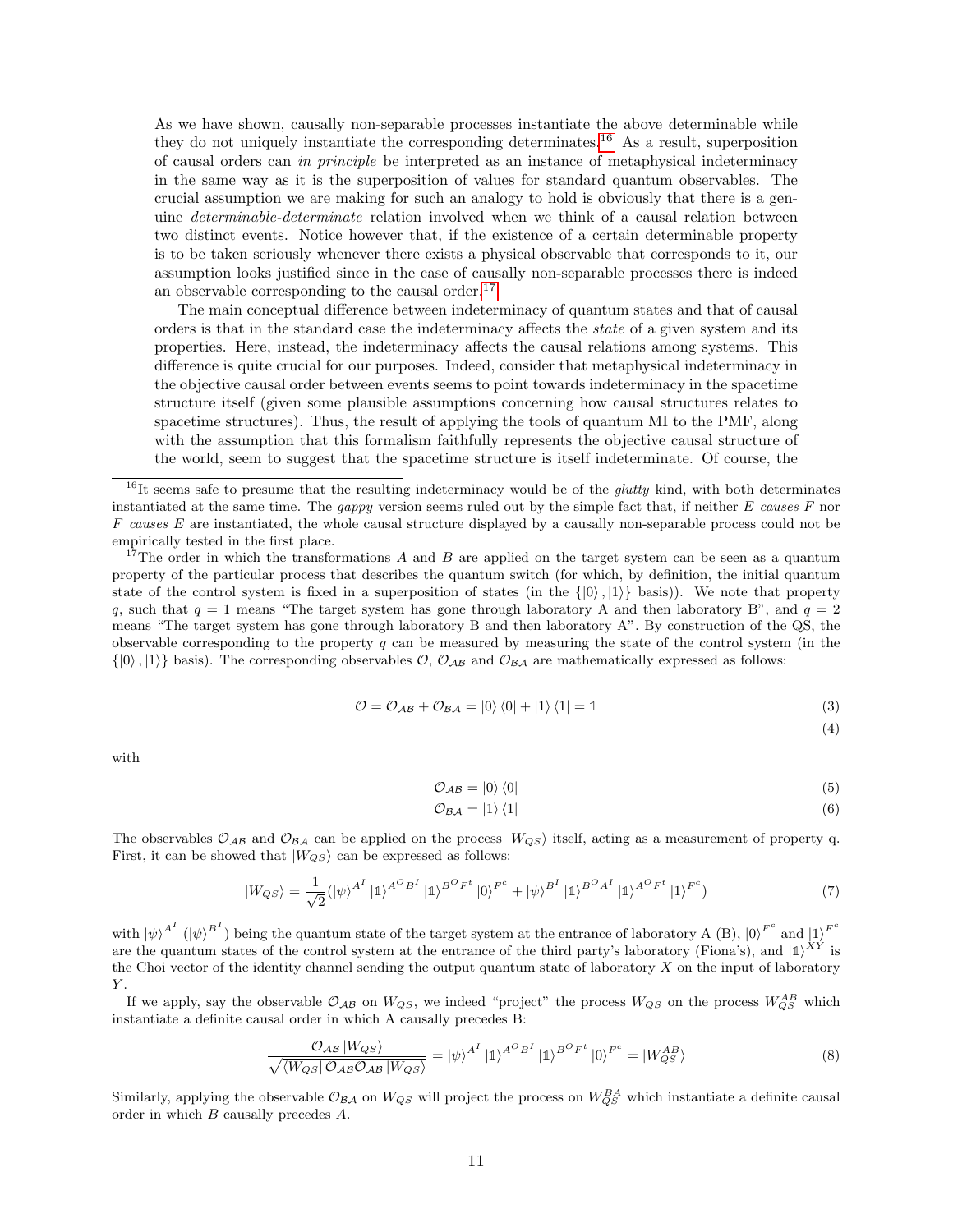As we have shown, causally non-separable processes instantiate the above determinable while they do not uniquely instantiate the corresponding determinates.[16] As a result, superposition of causal orders can *in principle* be interpreted as an instance of metaphysical indeterminacy in the same way as it is the superposition of values for standard quantum observables. The crucial assumption we are making for such an analogy to hold is obviously that there is a genuine *determinable-determinate* relation involved when we think of a causal relation between two distinct events. Notice however that, if the existence of a certain determinable property is to be taken seriously whenever there exists a physical observable that corresponds to it, our assumption looks justified since in the case of causally non-separable processes there is indeed an observable corresponding to the causal order.[17]

The main conceptual difference between indeterminacy of quantum states and that of causal orders is that in the standard case the indeterminacy affects the *state* of a given system and its properties. Here, instead, the indeterminacy affects the causal relations among systems. This difference is quite crucial for our purposes. Indeed, consider that metaphysical indeterminacy in the objective causal order between events seems to point towards indeterminacy in the spacetime structure itself (given some plausible assumptions concerning how causal structures relates to spacetime structures). Thus, the result of applying the tools of quantum MI to the PMF, along with the assumption that this formalism faithfully represents the objective causal structure of the world, seem to suggest that the spacetime structure is itself indeterminate. Of course, the

[16] It seems safe to presume that the resulting indeterminacy would be of the *glutty* kind, with both determinates instantiated at the same time. The *gappy* version seems ruled out by the simple fact that, if neither $E$ *causes* $F$ nor $F$ *causes* $E$ are instantiated, the whole causal structure displayed by a causally non-separable process could not be empirically tested in the first place.

[17] The order in which the transformations $A$ and $B$ are applied on the target system can be seen as a quantum property of the particular process that describes the quantum switch (for which, by definition, the initial quantum state of the control system is fixed in a superposition of states (in the $\{|0\rangle, |1\rangle\}$ basis)). We note that property $q$, such that $q = 1$ means "The target system has gone through laboratory A and then laboratory B", and $q = 2$ means "The target system has gone through laboratory B and then laboratory A". By construction of the QS, the observable corresponding to the property $q$ can be measured by measuring the state of the control system (in the $\{|0\rangle, |1\rangle\}$ basis). The corresponding observables $\mathcal{O}$, $\mathcal{O}_{\mathcal{AB}}$ and $\mathcal{O}_{\mathcal{BA}}$ are mathematically expressed as follows:

$$\mathcal{O} = \mathcal{O}_{\mathcal{AB}} + \mathcal{O}_{\mathcal{BA}} = |0\rangle\langle 0| + |1\rangle\langle 1| = \mathbb{1} \tag{3}$$

$$\tag{4}$$

with

$$\mathcal{O}_{\mathcal{AB}} = |0\rangle\langle 0| \tag{5}$$

$$\mathcal{O}_{\mathcal{BA}} = |1\rangle\langle 1| \tag{6}$$

The observables $\mathcal{O}_{\mathcal{AB}}$ and $\mathcal{O}_{\mathcal{BA}}$ can be applied on the process $|W_{QS}\rangle$ itself, acting as a measurement of property q. First, it can be showed that $|W_{QS}\rangle$ can be expressed as follows:

$$|W_{QS}\rangle = \frac{1}{\sqrt{2}}(|\psi\rangle^{A^I}|\mathbb{1}\rangle^{A^O B^I}|\mathbb{1}\rangle^{B^O F^t}|0\rangle^{F^c} + |\psi\rangle^{B^I}|\mathbb{1}\rangle^{B^O A^I}|\mathbb{1}\rangle^{A^O F^t}|1\rangle^{F^c}) \tag{7}$$

with $|\psi\rangle^{A^I}$ ($|\psi\rangle^{B^I}$) being the quantum state of the target system at the entrance of laboratory A (B), $|0\rangle^{F^c}$ and $|1\rangle^{F^c}$ are the quantum states of the control system at the entrance of the third party's laboratory (Fiona's), and $|\mathbb{1}\rangle^{XY}$ is the Choi vector of the identity channel sending the output quantum state of laboratory $X$ on the input of laboratory $Y$.

If we apply, say the observable $\mathcal{O}_{\mathcal{AB}}$ on $W_{QS}$, we indeed "project" the process $W_{QS}$ on the process $W_{QS}^{AB}$ which instantiate a definite causal order in which A causally precedes B:

$$\frac{\mathcal{O}_{\mathcal{AB}}|W_{QS}\rangle}{\sqrt{\langle W_{QS}|\mathcal{O}_{\mathcal{AB}}\mathcal{O}_{\mathcal{AB}}|W_{QS}\rangle}} = |\psi\rangle^{A^I}|\mathbb{1}\rangle^{A^O B^I}|\mathbb{1}\rangle^{B^O F^t}|0\rangle^{F^c} = |W_{QS}^{AB}\rangle \tag{8}$$

Similarly, applying the observable $\mathcal{O}_{\mathcal{BA}}$ on $W_{QS}$ will project the process on $W_{QS}^{BA}$ which instantiate a definite causal order in which $B$ causally precedes $A$.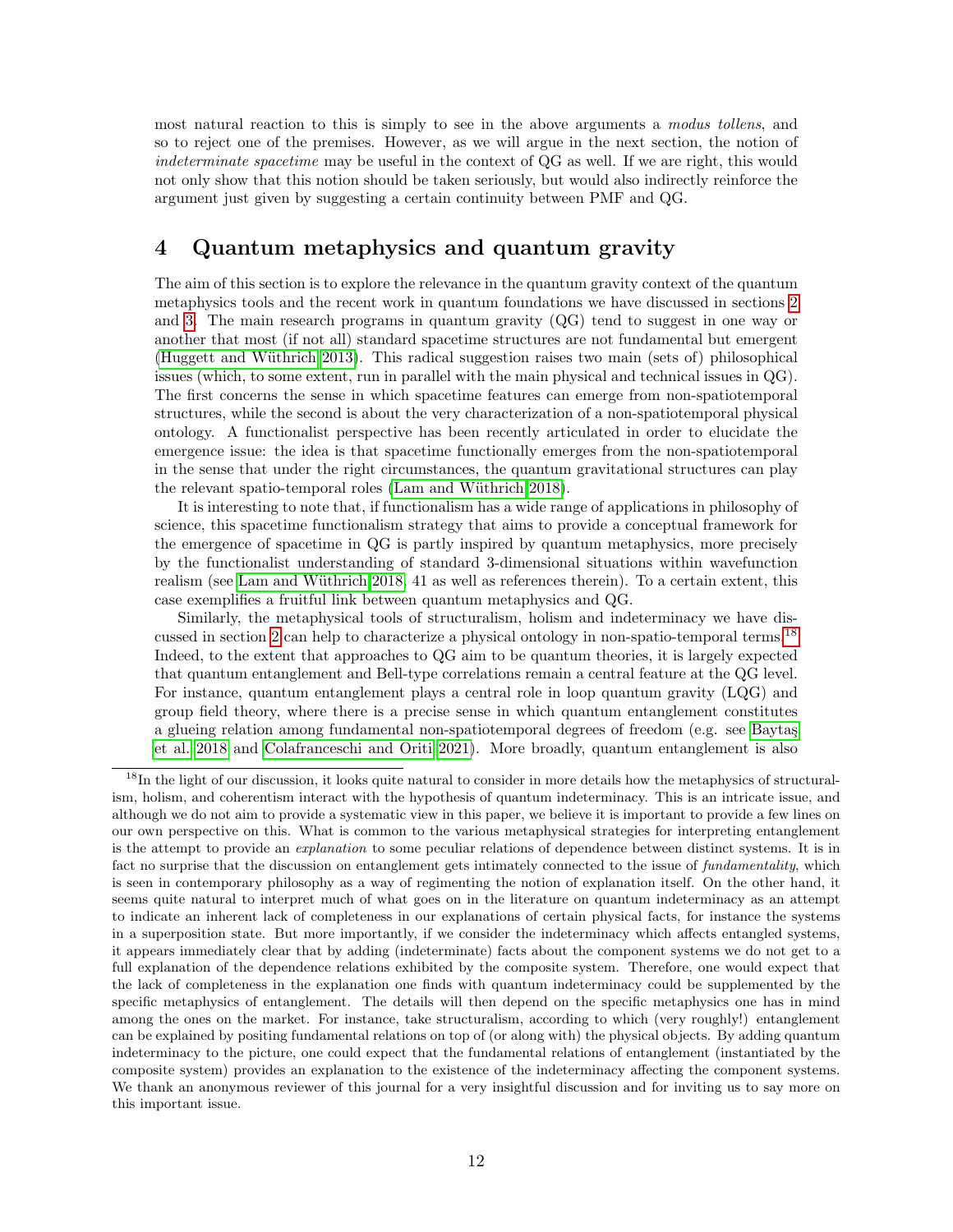most natural reaction to this is simply to see in the above arguments a *modus tollens*, and so to reject one of the premises. However, as we will argue in the next section, the notion of *indeterminate spacetime* may be useful in the context of QG as well. If we are right, this would not only show that this notion should be taken seriously, but would also indirectly reinforce the argument just given by suggesting a certain continuity between PMF and QG.

## 4 Quantum metaphysics and quantum gravity

The aim of this section is to explore the relevance in the quantum gravity context of the quantum metaphysics tools and the recent work in quantum foundations we have discussed in sections 2 and 3. The main research programs in quantum gravity (QG) tend to suggest in one way or another that most (if not all) standard spacetime structures are not fundamental but emergent (Huggett and Wüthrich 2013). This radical suggestion raises two main (sets of) philosophical issues (which, to some extent, run in parallel with the main physical and technical issues in QG). The first concerns the sense in which spacetime features can emerge from non-spatiotemporal structures, while the second is about the very characterization of a non-spatiotemporal physical ontology. A functionalist perspective has been recently articulated in order to elucidate the emergence issue: the idea is that spacetime functionally emerges from the non-spatiotemporal in the sense that under the right circumstances, the quantum gravitational structures can play the relevant spatio-temporal roles (Lam and Wüthrich 2018).

It is interesting to note that, if functionalism has a wide range of applications in philosophy of science, this spacetime functionalism strategy that aims to provide a conceptual framework for the emergence of spacetime in QG is partly inspired by quantum metaphysics, more precisely by the functionalist understanding of standard 3-dimensional situations within wavefunction realism (see Lam and Wüthrich 2018, 41 as well as references therein). To a certain extent, this case exemplifies a fruitful link between quantum metaphysics and QG.

Similarly, the metaphysical tools of structuralism, holism and indeterminacy we have discussed in section 2 can help to characterize a physical ontology in non-spatio-temporal terms.[18] Indeed, to the extent that approaches to QG aim to be quantum theories, it is largely expected that quantum entanglement and Bell-type correlations remain a central feature at the QG level. For instance, quantum entanglement plays a central role in loop quantum gravity (LQG) and group field theory, where there is a precise sense in which quantum entanglement constitutes a glueing relation among fundamental non-spatiotemporal degrees of freedom (e.g. see Baytaş et al. 2018 and Colafranceschi and Oriti 2021). More broadly, quantum entanglement is also

[18] In the light of our discussion, it looks quite natural to consider in more details how the metaphysics of structuralism, holism, and coherentism interact with the hypothesis of quantum indeterminacy. This is an intricate issue, and although we do not aim to provide a systematic view in this paper, we believe it is important to provide a few lines on our own perspective on this. What is common to the various metaphysical strategies for interpreting entanglement is the attempt to provide an *explanation* to some peculiar relations of dependence between distinct systems. It is in fact no surprise that the discussion on entanglement gets intimately connected to the issue of *fundamentality*, which is seen in contemporary philosophy as a way of regimenting the notion of explanation itself. On the other hand, it seems quite natural to interpret much of what goes on in the literature on quantum indeterminacy as an attempt to indicate an inherent lack of completeness in our explanations of certain physical facts, for instance the systems in a superposition state. But more importantly, if we consider the indeterminacy which affects entangled systems, it appears immediately clear that by adding (indeterminate) facts about the component systems we do not get to a full explanation of the dependence relations exhibited by the composite system. Therefore, one would expect that the lack of completeness in the explanation one finds with quantum indeterminacy could be supplemented by the specific metaphysics of entanglement. The details will then depend on the specific metaphysics one has in mind among the ones on the market. For instance, take structuralism, according to which (very roughly!) entanglement can be explained by positing fundamental relations on top of (or along with) the physical objects. By adding quantum indeterminacy to the picture, one could expect that the fundamental relations of entanglement (instantiated by the composite system) provides an explanation to the existence of the indeterminacy affecting the component systems. We thank an anonymous reviewer of this journal for a very insightful discussion and for inviting us to say more on this important issue.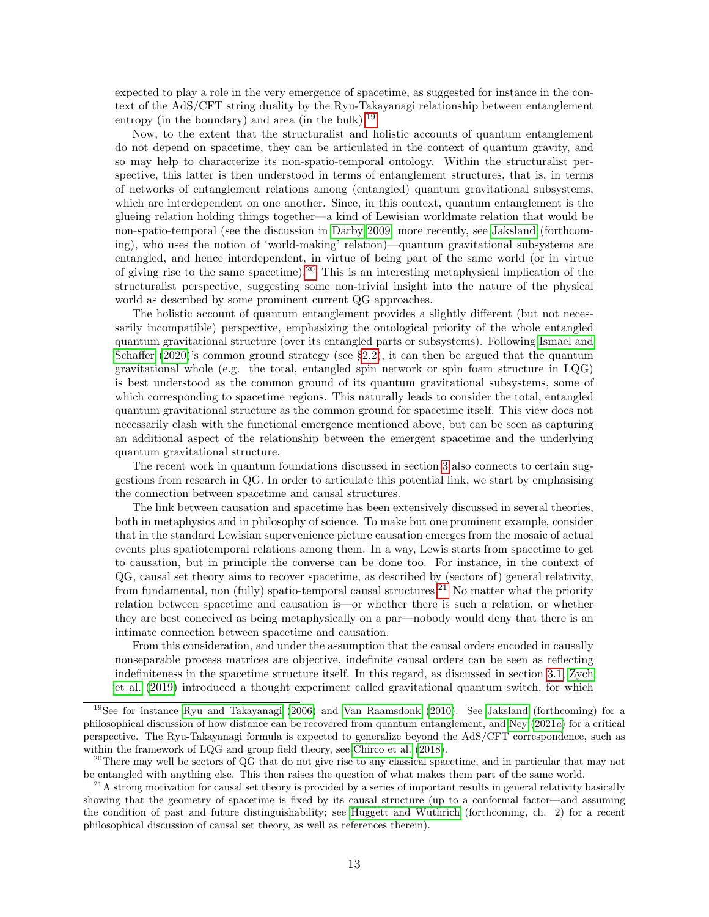expected to play a role in the very emergence of spacetime, as suggested for instance in the context of the AdS/CFT string duality by the Ryu-Takayanagi relationship between entanglement entropy (in the boundary) and area (in the bulk).[19]

Now, to the extent that the structuralist and holistic accounts of quantum entanglement do not depend on spacetime, they can be articulated in the context of quantum gravity, and so may help to characterize its non-spatio-temporal ontology. Within the structuralist perspective, this latter is then understood in terms of entanglement structures, that is, in terms of networks of entanglement relations among (entangled) quantum gravitational subsystems, which are interdependent on one another. Since, in this context, quantum entanglement is the glueing relation holding things together—a kind of Lewisian worldmate relation that would be non-spatio-temporal (see the discussion in Darby 2009; more recently, see Jaksland (forthcoming), who uses the notion of 'world-making' relation)—quantum gravitational subsystems are entangled, and hence interdependent, in virtue of being part of the same world (or in virtue of giving rise to the same spacetime).[20] This is an interesting metaphysical implication of the structuralist perspective, suggesting some non-trivial insight into the nature of the physical world as described by some prominent current QG approaches.

The holistic account of quantum entanglement provides a slightly different (but not necessarily incompatible) perspective, emphasizing the ontological priority of the whole entangled quantum gravitational structure (over its entangled parts or subsystems). Following Ismael and Schaffer (2020)'s common ground strategy (see §2.2), it can then be argued that the quantum gravitational whole (e.g. the total, entangled spin network or spin foam structure in LQG) is best understood as the common ground of its quantum gravitational subsystems, some of which corresponding to spacetime regions. This naturally leads to consider the total, entangled quantum gravitational structure as the common ground for spacetime itself. This view does not necessarily clash with the functional emergence mentioned above, but can be seen as capturing an additional aspect of the relationship between the emergent spacetime and the underlying quantum gravitational structure.

The recent work in quantum foundations discussed in section 3 also connects to certain suggestions from research in QG. In order to articulate this potential link, we start by emphasising the connection between spacetime and causal structures.

The link between causation and spacetime has been extensively discussed in several theories, both in metaphysics and in philosophy of science. To make but one prominent example, consider that in the standard Lewisian supervenience picture causation emerges from the mosaic of actual events plus spatiotemporal relations among them. In a way, Lewis starts from spacetime to get to causation, but in principle the converse can be done too. For instance, in the context of QG, causal set theory aims to recover spacetime, as described by (sectors of) general relativity, from fundamental, non (fully) spatio-temporal causal structures.[21] No matter what the priority relation between spacetime and causation is—or whether there is such a relation, or whether they are best conceived as being metaphysically on a par—nobody would deny that there is an intimate connection between spacetime and causation.

From this consideration, and under the assumption that the causal orders encoded in causally nonseparable process matrices are objective, indefinite causal orders can be seen as reflecting indefiniteness in the spacetime structure itself. In this regard, as discussed in section 3.1, Zych et al. (2019) introduced a thought experiment called gravitational quantum switch, for which

[19] See for instance Ryu and Takayanagi (2006) and Van Raamsdonk (2010). See Jaksland (forthcoming) for a philosophical discussion of how distance can be recovered from quantum entanglement, and Ney (2021*a*) for a critical perspective. The Ryu-Takayanagi formula is expected to generalize beyond the AdS/CFT correspondence, such as within the framework of LQG and group field theory, see Chirco et al. (2018).

[20] There may well be sectors of QG that do not give rise to any classical spacetime, and in particular that may not be entangled with anything else. This then raises the question of what makes them part of the same world.

[21] A strong motivation for causal set theory is provided by a series of important results in general relativity basically showing that the geometry of spacetime is fixed by its causal structure (up to a conformal factor—and assuming the condition of past and future distinguishability; see Huggett and Wüthrich (forthcoming, ch. 2) for a recent philosophical discussion of causal set theory, as well as references therein).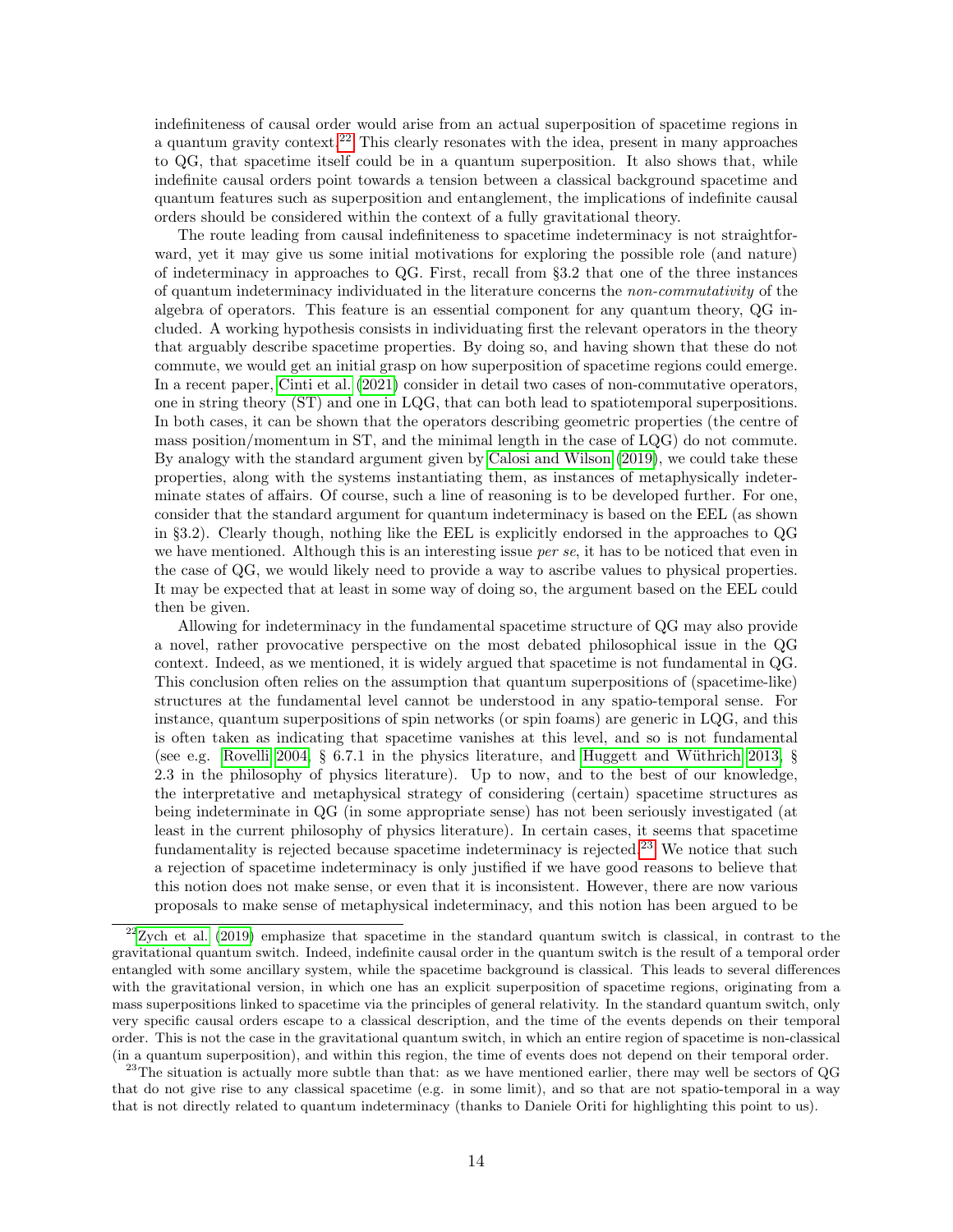indefiniteness of causal order would arise from an actual superposition of spacetime regions in a quantum gravity context.[22] This clearly resonates with the idea, present in many approaches to QG, that spacetime itself could be in a quantum superposition. It also shows that, while indefinite causal orders point towards a tension between a classical background spacetime and quantum features such as superposition and entanglement, the implications of indefinite causal orders should be considered within the context of a fully gravitational theory.

The route leading from causal indefiniteness to spacetime indeterminacy is not straightforward, yet it may give us some initial motivations for exploring the possible role (and nature) of indeterminacy in approaches to QG. First, recall from §3.2 that one of the three instances of quantum indeterminacy individuated in the literature concerns the *non-commutativity* of the algebra of operators. This feature is an essential component for any quantum theory, QG included. A working hypothesis consists in individuating first the relevant operators in the theory that arguably describe spacetime properties. By doing so, and having shown that these do not commute, we would get an initial grasp on how superposition of spacetime regions could emerge. In a recent paper, Cinti et al. (2021) consider in detail two cases of non-commutative operators, one in string theory (ST) and one in LQG, that can both lead to spatiotemporal superpositions. In both cases, it can be shown that the operators describing geometric properties (the centre of mass position/momentum in ST, and the minimal length in the case of LQG) do not commute. By analogy with the standard argument given by Calosi and Wilson (2019), we could take these properties, along with the systems instantiating them, as instances of metaphysically indeterminate states of affairs. Of course, such a line of reasoning is to be developed further. For one, consider that the standard argument for quantum indeterminacy is based on the EEL (as shown in §3.2). Clearly though, nothing like the EEL is explicitly endorsed in the approaches to QG we have mentioned. Although this is an interesting issue *per se*, it has to be noticed that even in the case of QG, we would likely need to provide a way to ascribe values to physical properties. It may be expected that at least in some way of doing so, the argument based on the EEL could then be given.

Allowing for indeterminacy in the fundamental spacetime structure of QG may also provide a novel, rather provocative perspective on the most debated philosophical issue in the QG context. Indeed, as we mentioned, it is widely argued that spacetime is not fundamental in QG. This conclusion often relies on the assumption that quantum superpositions of (spacetime-like) structures at the fundamental level cannot be understood in any spatio-temporal sense. For instance, quantum superpositions of spin networks (or spin foams) are generic in LQG, and this is often taken as indicating that spacetime vanishes at this level, and so is not fundamental (see e.g. Rovelli 2004, § 6.7.1 in the physics literature, and Huggett and Wüthrich 2013, § 2.3 in the philosophy of physics literature). Up to now, and to the best of our knowledge, the interpretative and metaphysical strategy of considering (certain) spacetime structures as being indeterminate in QG (in some appropriate sense) has not been seriously investigated (at least in the current philosophy of physics literature). In certain cases, it seems that spacetime fundamentality is rejected because spacetime indeterminacy is rejected.[23] We notice that such a rejection of spacetime indeterminacy is only justified if we have good reasons to believe that this notion does not make sense, or even that it is inconsistent. However, there are now various proposals to make sense of metaphysical indeterminacy, and this notion has been argued to be

[22] Zych et al. (2019) emphasize that spacetime in the standard quantum switch is classical, in contrast to the gravitational quantum switch. Indeed, indefinite causal order in the quantum switch is the result of a temporal order entangled with some ancillary system, while the spacetime background is classical. This leads to several differences with the gravitational version, in which one has an explicit superposition of spacetime regions, originating from a mass superpositions linked to spacetime via the principles of general relativity. In the standard quantum switch, only very specific causal orders escape to a classical description, and the time of the events depends on their temporal order. This is not the case in the gravitational quantum switch, in which an entire region of spacetime is non-classical (in a quantum superposition), and within this region, the time of events does not depend on their temporal order.

[23] The situation is actually more subtle than that: as we have mentioned earlier, there may well be sectors of QG that do not give rise to any classical spacetime (e.g. in some limit), and so that are not spatio-temporal in a way that is not directly related to quantum indeterminacy (thanks to Daniele Oriti for highlighting this point to us).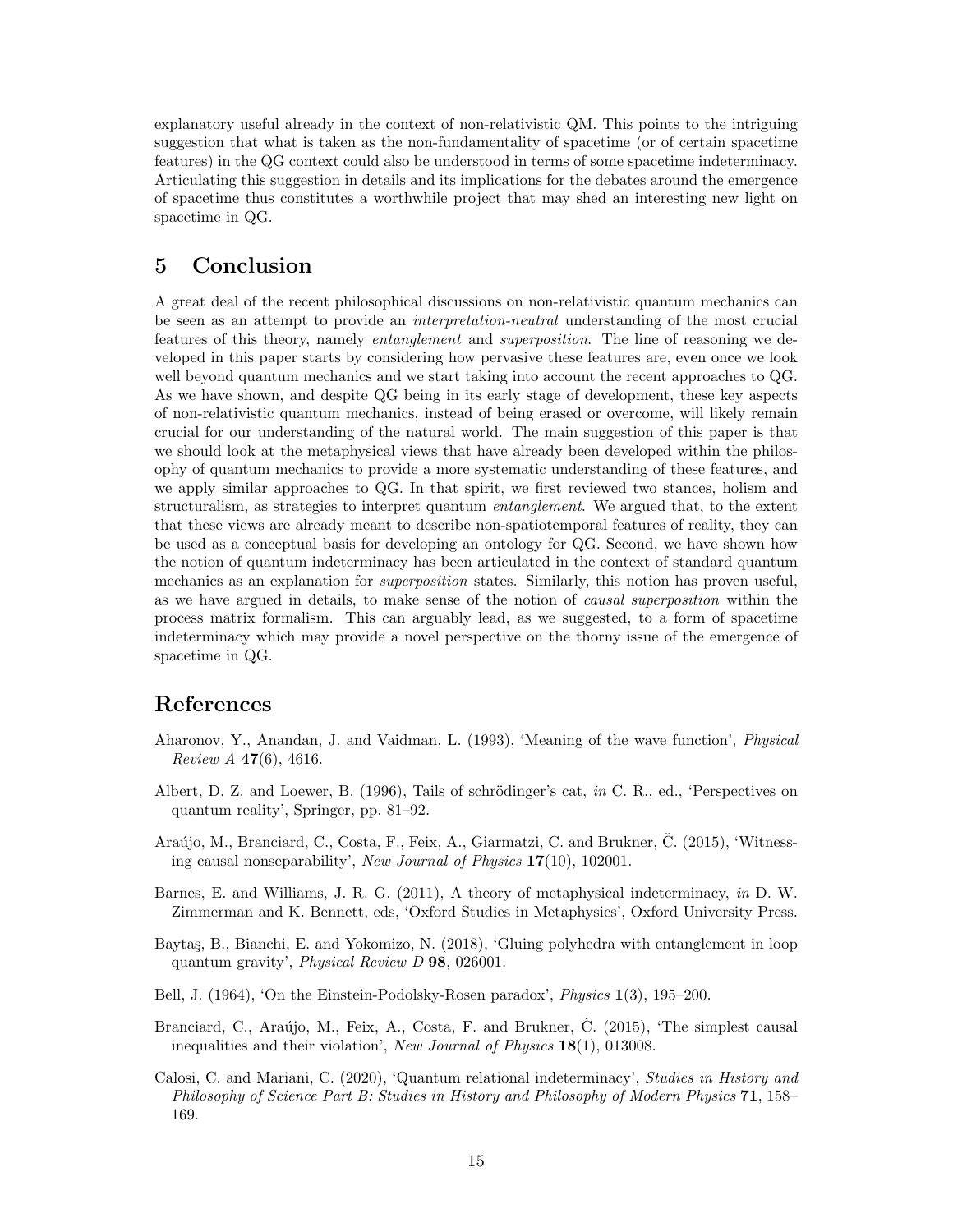explanatory useful already in the context of non-relativistic QM. This points to the intriguing suggestion that what is taken as the non-fundamentality of spacetime (or of certain spacetime features) in the QG context could also be understood in terms of some spacetime indeterminacy. Articulating this suggestion in details and its implications for the debates around the emergence of spacetime thus constitutes a worthwhile project that may shed an interesting new light on spacetime in QG.

## 5 Conclusion

A great deal of the recent philosophical discussions on non-relativistic quantum mechanics can be seen as an attempt to provide an *interpretation-neutral* understanding of the most crucial features of this theory, namely *entanglement* and *superposition*. The line of reasoning we developed in this paper starts by considering how pervasive these features are, even once we look well beyond quantum mechanics and we start taking into account the recent approaches to QG. As we have shown, and despite QG being in its early stage of development, these key aspects of non-relativistic quantum mechanics, instead of being erased or overcome, will likely remain crucial for our understanding of the natural world. The main suggestion of this paper is that we should look at the metaphysical views that have already been developed within the philosophy of quantum mechanics to provide a more systematic understanding of these features, and we apply similar approaches to QG. In that spirit, we first reviewed two stances, holism and structuralism, as strategies to interpret quantum *entanglement*. We argued that, to the extent that these views are already meant to describe non-spatiotemporal features of reality, they can be used as a conceptual basis for developing an ontology for QG. Second, we have shown how the notion of quantum indeterminacy has been articulated in the context of standard quantum mechanics as an explanation for *superposition* states. Similarly, this notion has proven useful, as we have argued in details, to make sense of the notion of *causal superposition* within the process matrix formalism. This can arguably lead, as we suggested, to a form of spacetime indeterminacy which may provide a novel perspective on the thorny issue of the emergence of spacetime in QG.

## References

Aharonov, Y., Anandan, J. and Vaidman, L. (1993), 'Meaning of the wave function', *Physical Review A* **47**(6), 4616.

Albert, D. Z. and Loewer, B. (1996), Tails of schrödinger's cat, *in* C. R., ed., 'Perspectives on quantum reality', Springer, pp. 81–92.

Araújo, M., Branciard, C., Costa, F., Feix, A., Giarmatzi, C. and Brukner, Č. (2015), 'Witnessing causal nonseparability', *New Journal of Physics* **17**(10), 102001.

Barnes, E. and Williams, J. R. G. (2011), A theory of metaphysical indeterminacy, *in* D. W. Zimmerman and K. Bennett, eds, 'Oxford Studies in Metaphysics', Oxford University Press.

Baytaş, B., Bianchi, E. and Yokomizo, N. (2018), 'Gluing polyhedra with entanglement in loop quantum gravity', *Physical Review D* **98**, 026001.

Bell, J. (1964), 'On the Einstein-Podolsky-Rosen paradox', *Physics* **1**(3), 195–200.

Branciard, C., Araújo, M., Feix, A., Costa, F. and Brukner, Č. (2015), 'The simplest causal inequalities and their violation', *New Journal of Physics* **18**(1), 013008.

Calosi, C. and Mariani, C. (2020), 'Quantum relational indeterminacy', *Studies in History and Philosophy of Science Part B: Studies in History and Philosophy of Modern Physics* **71**, 158–169.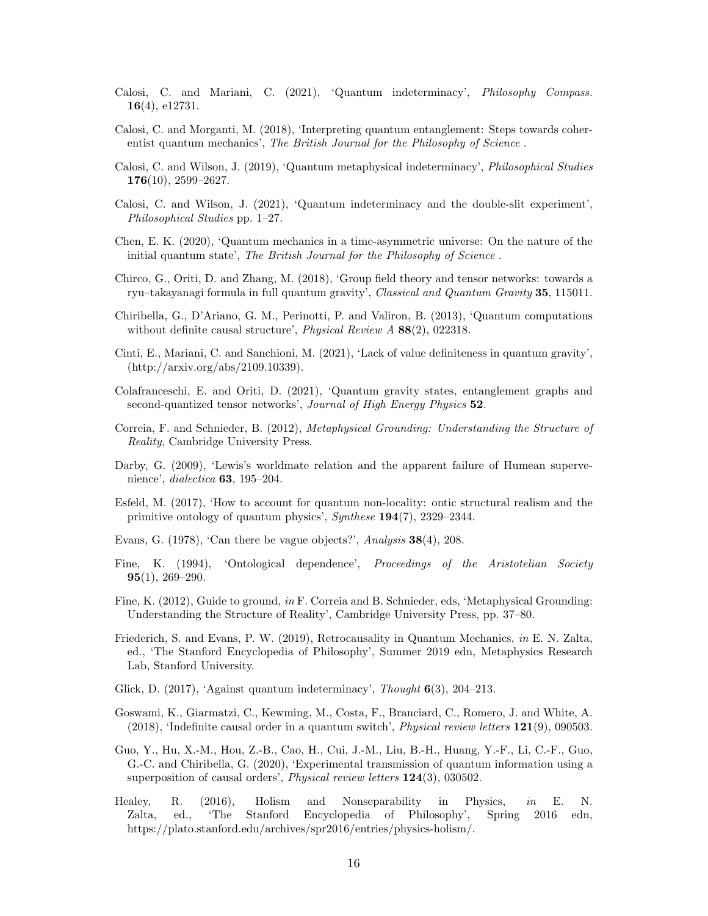Calosi, C. and Mariani, C. (2021), 'Quantum indeterminacy', *Philosophy Compass.* **16**(4), e12731.

Calosi, C. and Morganti, M. (2018), 'Interpreting quantum entanglement: Steps towards coherentist quantum mechanics', *The British Journal for the Philosophy of Science* .

Calosi, C. and Wilson, J. (2019), 'Quantum metaphysical indeterminacy', *Philosophical Studies* **176**(10), 2599–2627.

Calosi, C. and Wilson, J. (2021), 'Quantum indeterminacy and the double-slit experiment', *Philosophical Studies* pp. 1–27.

Chen, E. K. (2020), 'Quantum mechanics in a time-asymmetric universe: On the nature of the initial quantum state', *The British Journal for the Philosophy of Science* .

Chirco, G., Oriti, D. and Zhang, M. (2018), 'Group field theory and tensor networks: towards a ryu–takayanagi formula in full quantum gravity', *Classical and Quantum Gravity* **35**, 115011.

Chiribella, G., D'Ariano, G. M., Perinotti, P. and Valiron, B. (2013), 'Quantum computations without definite causal structure', *Physical Review A* **88**(2), 022318.

Cinti, E., Mariani, C. and Sanchioni, M. (2021), 'Lack of value definiteness in quantum gravity', (http://arxiv.org/abs/2109.10339).

Colafranceschi, E. and Oriti, D. (2021), 'Quantum gravity states, entanglement graphs and second-quantized tensor networks', *Journal of High Energy Physics* **52**.

Correia, F. and Schnieder, B. (2012), *Metaphysical Grounding: Understanding the Structure of Reality*, Cambridge University Press.

Darby, G. (2009), 'Lewis's worldmate relation and the apparent failure of Humean supervenience', *dialectica* **63**, 195–204.

Esfeld, M. (2017), 'How to account for quantum non-locality: ontic structural realism and the primitive ontology of quantum physics', *Synthese* **194**(7), 2329–2344.

Evans, G. (1978), 'Can there be vague objects?', *Analysis* **38**(4), 208.

Fine, K. (1994), 'Ontological dependence', *Proceedings of the Aristotelian Society* **95**(1), 269–290.

Fine, K. (2012), Guide to ground, *in* F. Correia and B. Schnieder, eds, 'Metaphysical Grounding: Understanding the Structure of Reality', Cambridge University Press, pp. 37–80.

Friederich, S. and Evans, P. W. (2019), Retrocausality in Quantum Mechanics, *in* E. N. Zalta, ed., 'The Stanford Encyclopedia of Philosophy', Summer 2019 edn, Metaphysics Research Lab, Stanford University.

Glick, D. (2017), 'Against quantum indeterminacy', *Thought* **6**(3), 204–213.

Goswami, K., Giarmatzi, C., Kewming, M., Costa, F., Branciard, C., Romero, J. and White, A. (2018), 'Indefinite causal order in a quantum switch', *Physical review letters* **121**(9), 090503.

Guo, Y., Hu, X.-M., Hou, Z.-B., Cao, H., Cui, J.-M., Liu, B.-H., Huang, Y.-F., Li, C.-F., Guo, G.-C. and Chiribella, G. (2020), 'Experimental transmission of quantum information using a superposition of causal orders', *Physical review letters* **124**(3), 030502.

Healey, R. (2016), Holism and Nonseparability in Physics, *in* E. N. Zalta, ed., 'The Stanford Encyclopedia of Philosophy', Spring 2016 edn, https://plato.stanford.edu/archives/spr2016/entries/physics-holism/.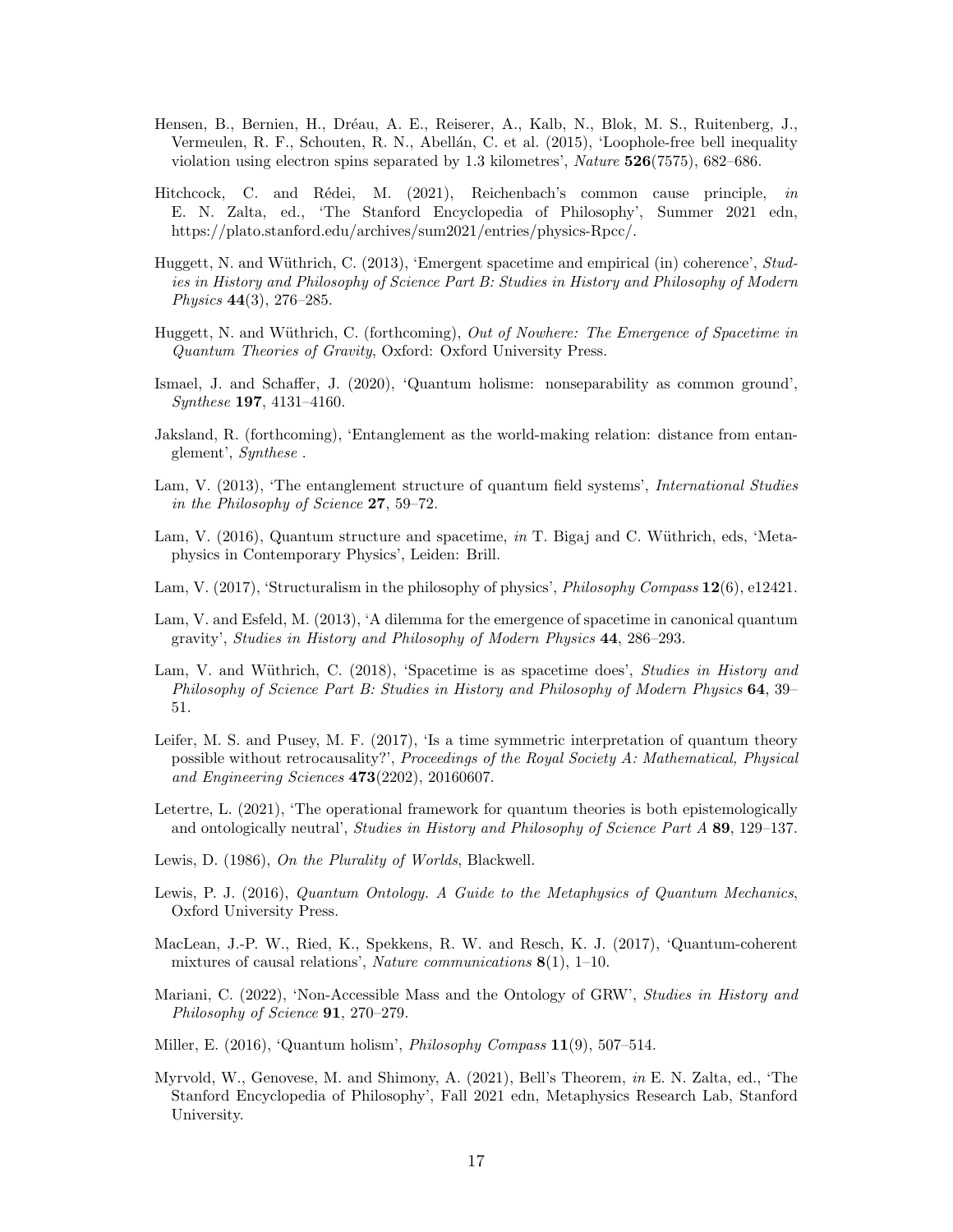Hensen, B., Bernien, H., Dréau, A. E., Reiserer, A., Kalb, N., Blok, M. S., Ruitenberg, J., Vermeulen, R. F., Schouten, R. N., Abellán, C. et al. (2015), 'Loophole-free bell inequality violation using electron spins separated by 1.3 kilometres', *Nature* **526**(7575), 682–686.

Hitchcock, C. and Rédei, M. (2021), Reichenbach's common cause principle, *in* E. N. Zalta, ed., 'The Stanford Encyclopedia of Philosophy', Summer 2021 edn, https://plato.stanford.edu/archives/sum2021/entries/physics-Rpcc/.

Huggett, N. and Wüthrich, C. (2013), 'Emergent spacetime and empirical (in) coherence', *Studies in History and Philosophy of Science Part B: Studies in History and Philosophy of Modern Physics* **44**(3), 276–285.

Huggett, N. and Wüthrich, C. (forthcoming), *Out of Nowhere: The Emergence of Spacetime in Quantum Theories of Gravity*, Oxford: Oxford University Press.

Ismael, J. and Schaffer, J. (2020), 'Quantum holisme: nonseparability as common ground', *Synthese* **197**, 4131–4160.

Jaksland, R. (forthcoming), 'Entanglement as the world-making relation: distance from entanglement', *Synthese* .

Lam, V. (2013), 'The entanglement structure of quantum field systems', *International Studies in the Philosophy of Science* **27**, 59–72.

Lam, V. (2016), Quantum structure and spacetime, *in* T. Bigaj and C. Wüthrich, eds, 'Metaphysics in Contemporary Physics', Leiden: Brill.

Lam, V. (2017), 'Structuralism in the philosophy of physics', *Philosophy Compass* **12**(6), e12421.

Lam, V. and Esfeld, M. (2013), 'A dilemma for the emergence of spacetime in canonical quantum gravity', *Studies in History and Philosophy of Modern Physics* **44**, 286–293.

Lam, V. and Wüthrich, C. (2018), 'Spacetime is as spacetime does', *Studies in History and Philosophy of Science Part B: Studies in History and Philosophy of Modern Physics* **64**, 39–51.

Leifer, M. S. and Pusey, M. F. (2017), 'Is a time symmetric interpretation of quantum theory possible without retrocausality?', *Proceedings of the Royal Society A: Mathematical, Physical and Engineering Sciences* **473**(2202), 20160607.

Letertre, L. (2021), 'The operational framework for quantum theories is both epistemologically and ontologically neutral', *Studies in History and Philosophy of Science Part A* **89**, 129–137.

Lewis, D. (1986), *On the Plurality of Worlds*, Blackwell.

Lewis, P. J. (2016), *Quantum Ontology. A Guide to the Metaphysics of Quantum Mechanics*, Oxford University Press.

MacLean, J.-P. W., Ried, K., Spekkens, R. W. and Resch, K. J. (2017), 'Quantum-coherent mixtures of causal relations', *Nature communications* **8**(1), 1–10.

Mariani, C. (2022), 'Non-Accessible Mass and the Ontology of GRW', *Studies in History and Philosophy of Science* **91**, 270–279.

Miller, E. (2016), 'Quantum holism', *Philosophy Compass* **11**(9), 507–514.

Myrvold, W., Genovese, M. and Shimony, A. (2021), Bell's Theorem, *in* E. N. Zalta, ed., 'The Stanford Encyclopedia of Philosophy', Fall 2021 edn, Metaphysics Research Lab, Stanford University.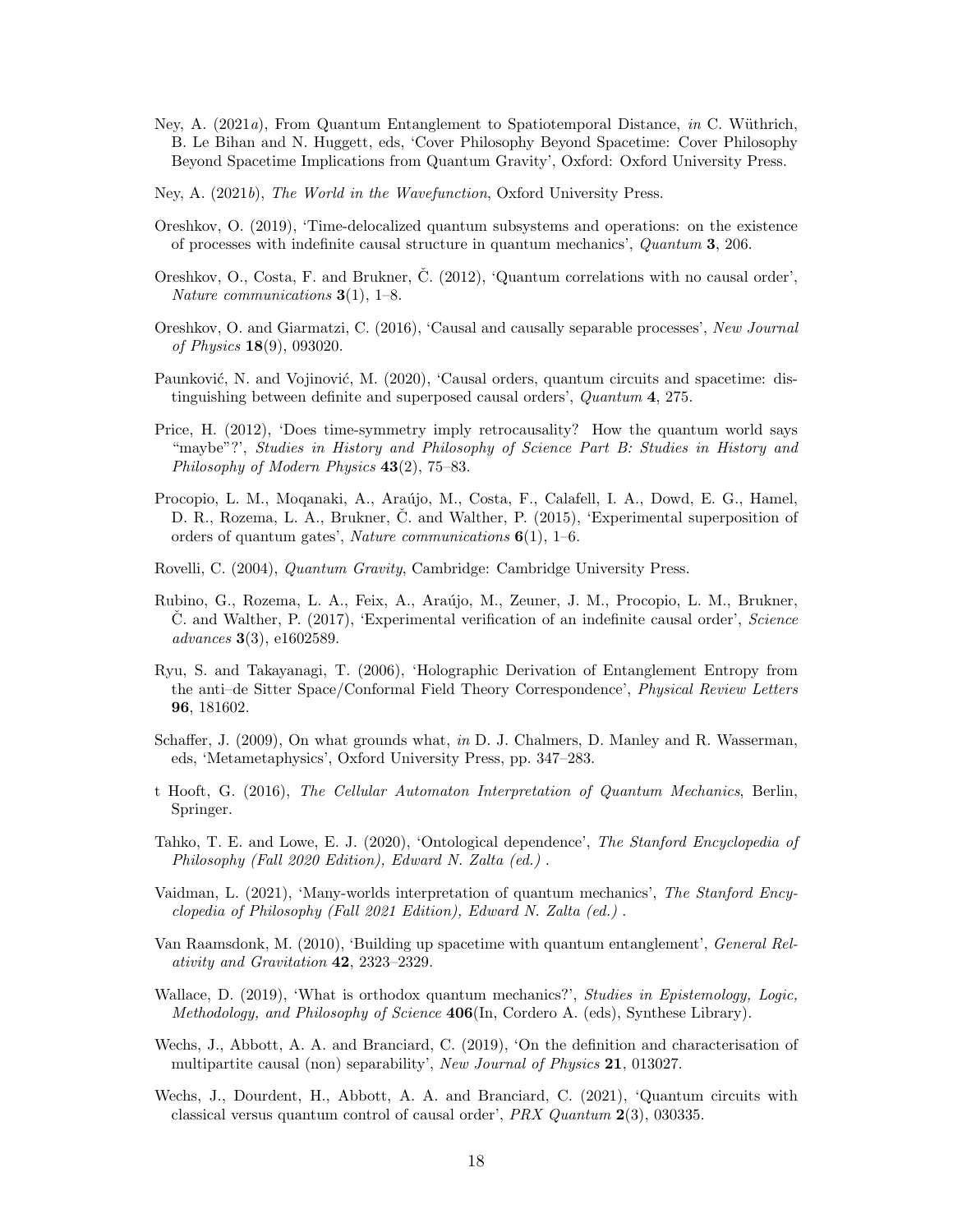Ney, A. (2021*a*), From Quantum Entanglement to Spatiotemporal Distance, *in* C. Wüthrich, B. Le Bihan and N. Huggett, eds, 'Cover Philosophy Beyond Spacetime: Cover Philosophy Beyond Spacetime Implications from Quantum Gravity', Oxford: Oxford University Press.

Ney, A. (2021*b*), *The World in the Wavefunction*, Oxford University Press.

Oreshkov, O. (2019), 'Time-delocalized quantum subsystems and operations: on the existence of processes with indefinite causal structure in quantum mechanics', *Quantum* **3**, 206.

Oreshkov, O., Costa, F. and Brukner, Č. (2012), 'Quantum correlations with no causal order', *Nature communications* **3**(1), 1–8.

Oreshkov, O. and Giarmatzi, C. (2016), 'Causal and causally separable processes', *New Journal of Physics* **18**(9), 093020.

Paunković, N. and Vojinović, M. (2020), 'Causal orders, quantum circuits and spacetime: distinguishing between definite and superposed causal orders', *Quantum* **4**, 275.

Price, H. (2012), 'Does time-symmetry imply retrocausality? How the quantum world says "maybe"?', *Studies in History and Philosophy of Science Part B: Studies in History and Philosophy of Modern Physics* **43**(2), 75–83.

Procopio, L. M., Moqanaki, A., Araújo, M., Costa, F., Calafell, I. A., Dowd, E. G., Hamel, D. R., Rozema, L. A., Brukner, Č. and Walther, P. (2015), 'Experimental superposition of orders of quantum gates', *Nature communications* **6**(1), 1–6.

Rovelli, C. (2004), *Quantum Gravity*, Cambridge: Cambridge University Press.

Rubino, G., Rozema, L. A., Feix, A., Araújo, M., Zeuner, J. M., Procopio, L. M., Brukner, Č. and Walther, P. (2017), 'Experimental verification of an indefinite causal order', *Science advances* **3**(3), e1602589.

Ryu, S. and Takayanagi, T. (2006), 'Holographic Derivation of Entanglement Entropy from the anti–de Sitter Space/Conformal Field Theory Correspondence', *Physical Review Letters* **96**, 181602.

Schaffer, J. (2009), On what grounds what, *in* D. J. Chalmers, D. Manley and R. Wasserman, eds, 'Metametaphysics', Oxford University Press, pp. 347–283.

t Hooft, G. (2016), *The Cellular Automaton Interpretation of Quantum Mechanics*, Berlin, Springer.

Tahko, T. E. and Lowe, E. J. (2020), 'Ontological dependence', *The Stanford Encyclopedia of Philosophy (Fall 2020 Edition), Edward N. Zalta (ed.)* .

Vaidman, L. (2021), 'Many-worlds interpretation of quantum mechanics', *The Stanford Encyclopedia of Philosophy (Fall 2021 Edition), Edward N. Zalta (ed.)* .

Van Raamsdonk, M. (2010), 'Building up spacetime with quantum entanglement', *General Relativity and Gravitation* **42**, 2323–2329.

Wallace, D. (2019), 'What is orthodox quantum mechanics?', *Studies in Epistemology, Logic, Methodology, and Philosophy of Science* **406**(In, Cordero A. (eds), Synthese Library).

Wechs, J., Abbott, A. A. and Branciard, C. (2019), 'On the definition and characterisation of multipartite causal (non) separability', *New Journal of Physics* **21**, 013027.

Wechs, J., Dourdent, H., Abbott, A. A. and Branciard, C. (2021), 'Quantum circuits with classical versus quantum control of causal order', *PRX Quantum* **2**(3), 030335.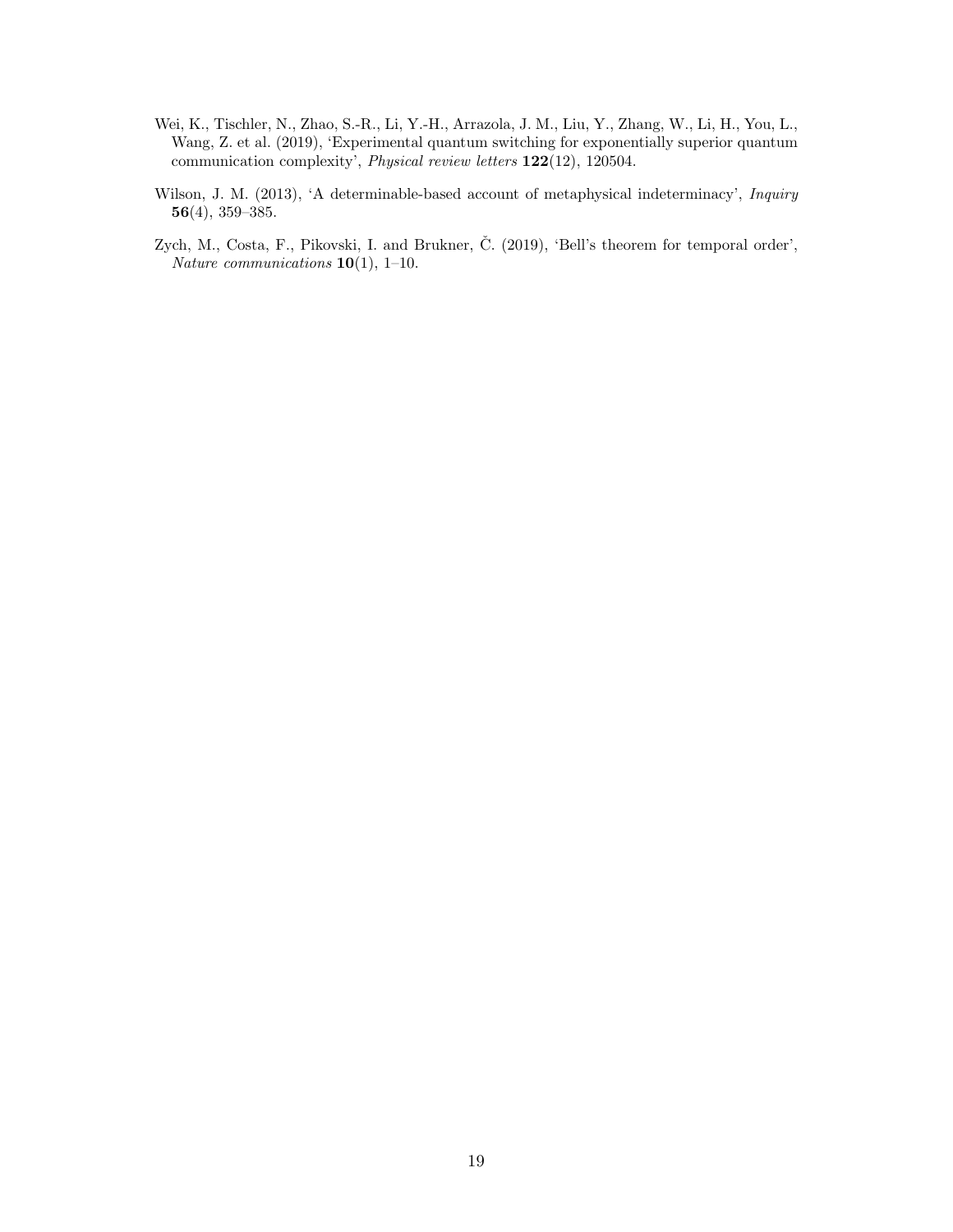Wei, K., Tischler, N., Zhao, S.-R., Li, Y.-H., Arrazola, J. M., Liu, Y., Zhang, W., Li, H., You, L., Wang, Z. et al. (2019), 'Experimental quantum switching for exponentially superior quantum communication complexity', *Physical review letters* **122**(12), 120504.

Wilson, J. M. (2013), 'A determinable-based account of metaphysical indeterminacy', *Inquiry* **56**(4), 359–385.

Zych, M., Costa, F., Pikovski, I. and Brukner, Č. (2019), 'Bell's theorem for temporal order', *Nature communications* **10**(1), 1–10.